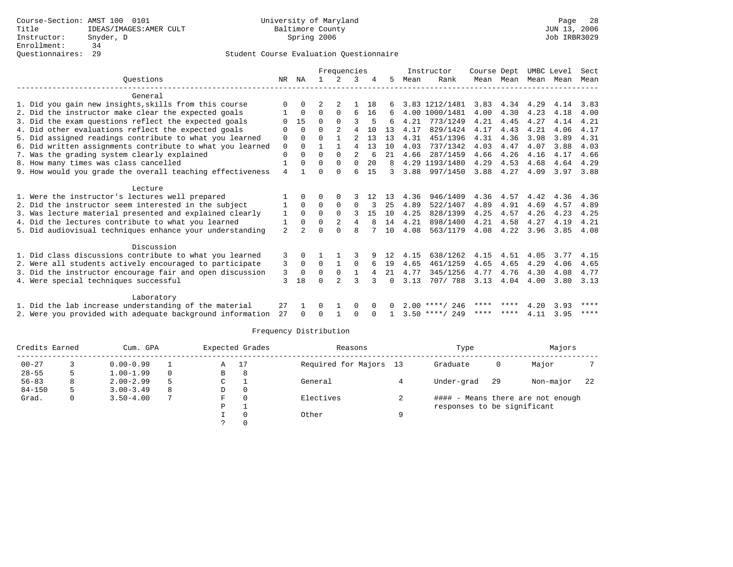Course-Section: AMST 100 0101
Title: IDEAS/IMAGES:AMER CULT
Instructor: Snyder, D
Enrollment: 34
Questionnaires: 29

University of Maryland
Baltimore County
Spring 2006

JUN 13, 2006
Job IRBR3029

## Student Course Evaluation Questionnaire

| Questions | NR | NA | 1 | 2 | 3 | 4 | 5 | Instructor Mean | Instructor Rank | Course Mean | Dept Mean | UMBC Mean | Level Mean | Sect Mean |
|---|---|---|---|---|---|---|---|---|---|---|---|---|---|---|
| **General** | | | | | | | | | | | | | | |
| 1. Did you gain new insights,skills from this course | 0 | 0 | 2 | 2 | 1 | 18 | 6 | 3.83 | 1212/1481 | 3.83 | 4.34 | 4.29 | 4.14 | 3.83 |
| 2. Did the instructor make clear the expected goals | 1 | 0 | 0 | 0 | 6 | 16 | 6 | 4.00 | 1000/1481 | 4.00 | 4.30 | 4.23 | 4.18 | 4.00 |
| 3. Did the exam questions reflect the expected goals | 0 | 15 | 0 | 0 | 3 | 5 | 6 | 4.21 | 773/1249 | 4.21 | 4.45 | 4.27 | 4.14 | 4.21 |
| 4. Did other evaluations reflect the expected goals | 0 | 0 | 0 | 2 | 4 | 10 | 13 | 4.17 | 829/1424 | 4.17 | 4.43 | 4.21 | 4.06 | 4.17 |
| 5. Did assigned readings contribute to what you learned | 0 | 0 | 0 | 1 | 2 | 13 | 13 | 4.31 | 451/1396 | 4.31 | 4.36 | 3.98 | 3.89 | 4.31 |
| 6. Did written assignments contribute to what you learned | 0 | 0 | 1 | 1 | 4 | 13 | 10 | 4.03 | 737/1342 | 4.03 | 4.47 | 4.07 | 3.88 | 4.03 |
| 7. Was the grading system clearly explained | 0 | 0 | 0 | 0 | 2 | 6 | 21 | 4.66 | 287/1459 | 4.66 | 4.26 | 4.16 | 4.17 | 4.66 |
| 8. How many times was class cancelled | 1 | 0 | 0 | 0 | 0 | 20 | 8 | 4.29 | 1193/1480 | 4.29 | 4.53 | 4.68 | 4.64 | 4.29 |
| 9. How would you grade the overall teaching effectiveness | 4 | 1 | 0 | 0 | 6 | 15 | 3 | 3.88 | 997/1450 | 3.88 | 4.27 | 4.09 | 3.97 | 3.88 |
| **Lecture** | | | | | | | | | | | | | | |
| 1. Were the instructor's lectures well prepared | 1 | 0 | 0 | 0 | 3 | 12 | 13 | 4.36 | 946/1409 | 4.36 | 4.57 | 4.42 | 4.36 | 4.36 |
| 2. Did the instructor seem interested in the subject | 1 | 0 | 0 | 0 | 0 | 3 | 25 | 4.89 | 522/1407 | 4.89 | 4.91 | 4.69 | 4.57 | 4.89 |
| 3. Was lecture material presented and explained clearly | 1 | 0 | 0 | 0 | 3 | 15 | 10 | 4.25 | 828/1399 | 4.25 | 4.57 | 4.26 | 4.23 | 4.25 |
| 4. Did the lectures contribute to what you learned | 1 | 0 | 0 | 2 | 4 | 8 | 14 | 4.21 | 898/1400 | 4.21 | 4.58 | 4.27 | 4.19 | 4.21 |
| 5. Did audiovisual techniques enhance your understanding | 2 | 2 | 0 | 0 | 8 | 7 | 10 | 4.08 | 563/1179 | 4.08 | 4.22 | 3.96 | 3.85 | 4.08 |
| **Discussion** | | | | | | | | | | | | | | |
| 1. Did class discussions contribute to what you learned | 3 | 0 | 1 | 1 | 3 | 9 | 12 | 4.15 | 638/1262 | 4.15 | 4.51 | 4.05 | 3.77 | 4.15 |
| 2. Were all students actively encouraged to participate | 3 | 0 | 0 | 1 | 0 | 6 | 19 | 4.65 | 461/1259 | 4.65 | 4.65 | 4.29 | 4.06 | 4.65 |
| 3. Did the instructor encourage fair and open discussion | 3 | 0 | 0 | 0 | 1 | 4 | 21 | 4.77 | 345/1256 | 4.77 | 4.76 | 4.30 | 4.08 | 4.77 |
| 4. Were special techniques successful | 3 | 18 | 0 | 2 | 3 | 3 | 0 | 3.13 | 707/ 788 | 3.13 | 4.04 | 4.00 | 3.80 | 3.13 |
| **Laboratory** | | | | | | | | | | | | | | |
| 1. Did the lab increase understanding of the material | 27 | 1 | 0 | 1 | 0 | 0 | 0 | 2.00 | ****/ 246 | **** | **** | 4.20 | 3.93 | **** |
| 2. Were you provided with adequate background information | 27 | 0 | 0 | 1 | 0 | 0 | 1 | 3.50 | ****/ 249 | **** | **** | 4.11 | 3.95 | **** |

## Frequency Distribution

| Credits Earned | | Cum. GPA | | Expected Grades | | Reasons | | Type | | Majors | |
|---|---|---|---|---|---|---|---|---|---|---|---|
| 00-27 | 3 | 0.00-0.99 | 1 | A | 17 | Required for Majors | 13 | Graduate | 0 | Major | 7 |
| 28-55 | 5 | 1.00-1.99 | 0 | B | 8 | | | | | | |
| 56-83 | 8 | 2.00-2.99 | 5 | C | 1 | General | 4 | Under-grad | 29 | Non-major | 22 |
| 84-150 | 5 | 3.00-3.49 | 8 | D | 0 | | | | | | |
| Grad. | 0 | 3.50-4.00 | 7 | F | 0 | Electives | 2 | #### - Means there are not enough responses to be significant | | | |
| | | | | P | 1 | | | | | | |
| | | | | I | 0 | Other | 9 | | | | |
| | | | | ? | 0 | | | | | | |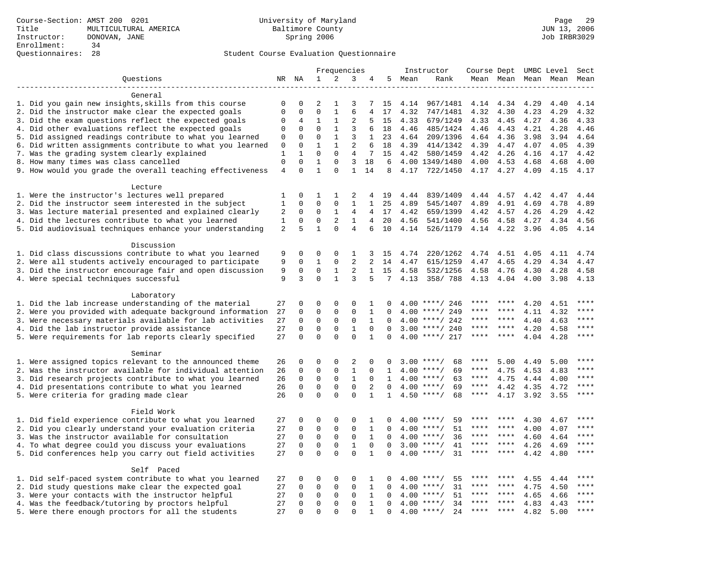Course-Section: AMST 200 0201
Title: MULTICULTURAL AMERICA
Instructor: DONOVAN, JANE
Enrollment: 34
Questionnaires: 28

University of Maryland
Baltimore County
Spring 2006

JUN 13, 2006
Job IRBR3029

Student Course Evaluation Questionnaire

| Questions | NR | NA | 1 | 2 | 3 | 4 | 5 | Instructor Mean | Rank | Course Mean | Dept Mean | UMBC Level Mean | Level Mean | Sect Mean |
|---|---|---|---|---|---|---|---|---|---|---|---|---|---|---|
| **General** | | | | | | | | | | | | | | |
| 1. Did you gain new insights,skills from this course | 0 | 0 | 2 | 1 | 3 | 7 | 15 | 4.14 | 967/1481 | 4.14 | 4.34 | 4.29 | 4.40 | 4.14 |
| 2. Did the instructor make clear the expected goals | 0 | 0 | 0 | 1 | 6 | 4 | 17 | 4.32 | 747/1481 | 4.32 | 4.30 | 4.23 | 4.29 | 4.32 |
| 3. Did the exam questions reflect the expected goals | 0 | 4 | 1 | 1 | 2 | 5 | 15 | 4.33 | 679/1249 | 4.33 | 4.45 | 4.27 | 4.36 | 4.33 |
| 4. Did other evaluations reflect the expected goals | 0 | 0 | 0 | 1 | 3 | 6 | 18 | 4.46 | 485/1424 | 4.46 | 4.43 | 4.21 | 4.28 | 4.46 |
| 5. Did assigned readings contribute to what you learned | 0 | 0 | 0 | 1 | 3 | 1 | 23 | 4.64 | 209/1396 | 4.64 | 4.36 | 3.98 | 3.94 | 4.64 |
| 6. Did written assignments contribute to what you learned | 0 | 0 | 1 | 1 | 2 | 6 | 18 | 4.39 | 414/1342 | 4.39 | 4.47 | 4.07 | 4.05 | 4.39 |
| 7. Was the grading system clearly explained | 1 | 1 | 0 | 0 | 4 | 7 | 15 | 4.42 | 580/1459 | 4.42 | 4.26 | 4.16 | 4.17 | 4.42 |
| 8. How many times was class cancelled | 0 | 0 | 1 | 0 | 3 | 18 | 6 | 4.00 | 1349/1480 | 4.00 | 4.53 | 4.68 | 4.68 | 4.00 |
| 9. How would you grade the overall teaching effectiveness | 4 | 0 | 1 | 0 | 1 | 14 | 8 | 4.17 | 722/1450 | 4.17 | 4.27 | 4.09 | 4.15 | 4.17 |
| **Lecture** | | | | | | | | | | | | | | |
| 1. Were the instructor's lectures well prepared | 1 | 0 | 1 | 1 | 2 | 4 | 19 | 4.44 | 839/1409 | 4.44 | 4.57 | 4.42 | 4.47 | 4.44 |
| 2. Did the instructor seem interested in the subject | 1 | 0 | 0 | 0 | 1 | 1 | 25 | 4.89 | 545/1407 | 4.89 | 4.91 | 4.69 | 4.78 | 4.89 |
| 3. Was lecture material presented and explained clearly | 2 | 0 | 0 | 1 | 4 | 4 | 17 | 4.42 | 659/1399 | 4.42 | 4.57 | 4.26 | 4.29 | 4.42 |
| 4. Did the lectures contribute to what you learned | 1 | 0 | 0 | 2 | 1 | 4 | 20 | 4.56 | 541/1400 | 4.56 | 4.58 | 4.27 | 4.34 | 4.56 |
| 5. Did audiovisual techniques enhance your understanding | 2 | 5 | 1 | 0 | 4 | 6 | 10 | 4.14 | 526/1179 | 4.14 | 4.22 | 3.96 | 4.05 | 4.14 |
| **Discussion** | | | | | | | | | | | | | | |
| 1. Did class discussions contribute to what you learned | 9 | 0 | 0 | 0 | 1 | 3 | 15 | 4.74 | 220/1262 | 4.74 | 4.51 | 4.05 | 4.11 | 4.74 |
| 2. Were all students actively encouraged to participate | 9 | 0 | 1 | 0 | 2 | 2 | 14 | 4.47 | 615/1259 | 4.47 | 4.65 | 4.29 | 4.34 | 4.47 |
| 3. Did the instructor encourage fair and open discussion | 9 | 0 | 0 | 1 | 2 | 1 | 15 | 4.58 | 532/1256 | 4.58 | 4.76 | 4.30 | 4.28 | 4.58 |
| 4. Were special techniques successful | 9 | 3 | 0 | 1 | 3 | 5 | 7 | 4.13 | 358/ 788 | 4.13 | 4.04 | 4.00 | 3.98 | 4.13 |
| **Laboratory** | | | | | | | | | | | | | | |
| 1. Did the lab increase understanding of the material | 27 | 0 | 0 | 0 | 0 | 1 | 0 | 4.00 | ****/ 246 | **** | **** | 4.20 | 4.51 | **** |
| 2. Were you provided with adequate background information | 27 | 0 | 0 | 0 | 0 | 1 | 0 | 4.00 | ****/ 249 | **** | **** | 4.11 | 4.32 | **** |
| 3. Were necessary materials available for lab activities | 27 | 0 | 0 | 0 | 0 | 1 | 0 | 4.00 | ****/ 242 | **** | **** | 4.40 | 4.63 | **** |
| 4. Did the lab instructor provide assistance | 27 | 0 | 0 | 0 | 1 | 0 | 0 | 3.00 | ****/ 240 | **** | **** | 4.20 | 4.58 | **** |
| 5. Were requirements for lab reports clearly specified | 27 | 0 | 0 | 0 | 0 | 1 | 0 | 4.00 | ****/ 217 | **** | **** | 4.04 | 4.28 | **** |
| **Seminar** | | | | | | | | | | | | | | |
| 1. Were assigned topics relevant to the announced theme | 26 | 0 | 0 | 0 | 2 | 0 | 0 | 3.00 | ****/ 68 | **** | 5.00 | 4.49 | 5.00 | **** |
| 2. Was the instructor available for individual attention | 26 | 0 | 0 | 0 | 1 | 0 | 1 | 4.00 | ****/ 69 | **** | 4.75 | 4.53 | 4.83 | **** |
| 3. Did research projects contribute to what you learned | 26 | 0 | 0 | 0 | 1 | 0 | 1 | 4.00 | ****/ 63 | **** | 4.75 | 4.44 | 4.00 | **** |
| 4. Did presentations contribute to what you learned | 26 | 0 | 0 | 0 | 0 | 2 | 0 | 4.00 | ****/ 69 | **** | 4.42 | 4.35 | 4.72 | **** |
| 5. Were criteria for grading made clear | 26 | 0 | 0 | 0 | 0 | 1 | 1 | 4.50 | ****/ 68 | **** | 4.17 | 3.92 | 3.55 | **** |
| **Field Work** | | | | | | | | | | | | | | |
| 1. Did field experience contribute to what you learned | 27 | 0 | 0 | 0 | 0 | 1 | 0 | 4.00 | ****/ 59 | **** | **** | 4.30 | 4.67 | **** |
| 2. Did you clearly understand your evaluation criteria | 27 | 0 | 0 | 0 | 0 | 1 | 0 | 4.00 | ****/ 51 | **** | **** | 4.00 | 4.07 | **** |
| 3. Was the instructor available for consultation | 27 | 0 | 0 | 0 | 0 | 1 | 0 | 4.00 | ****/ 36 | **** | **** | 4.60 | 4.64 | **** |
| 4. To what degree could you discuss your evaluations | 27 | 0 | 0 | 0 | 1 | 0 | 0 | 3.00 | ****/ 41 | **** | **** | 4.26 | 4.69 | **** |
| 5. Did conferences help you carry out field activities | 27 | 0 | 0 | 0 | 0 | 1 | 0 | 4.00 | ****/ 31 | **** | **** | 4.42 | 4.80 | **** |
| **Self Paced** | | | | | | | | | | | | | | |
| 1. Did self-paced system contribute to what you learned | 27 | 0 | 0 | 0 | 0 | 1 | 0 | 4.00 | ****/ 55 | **** | **** | 4.55 | 4.44 | **** |
| 2. Did study questions make clear the expected goal | 27 | 0 | 0 | 0 | 0 | 1 | 0 | 4.00 | ****/ 31 | **** | **** | 4.75 | 4.50 | **** |
| 3. Were your contacts with the instructor helpful | 27 | 0 | 0 | 0 | 0 | 1 | 0 | 4.00 | ****/ 51 | **** | **** | 4.65 | 4.66 | **** |
| 4. Was the feedback/tutoring by proctors helpful | 27 | 0 | 0 | 0 | 0 | 1 | 0 | 4.00 | ****/ 34 | **** | **** | 4.83 | 4.43 | **** |
| 5. Were there enough proctors for all the students | 27 | 0 | 0 | 0 | 0 | 1 | 0 | 4.00 | ****/ 24 | **** | **** | 4.82 | 5.00 | **** |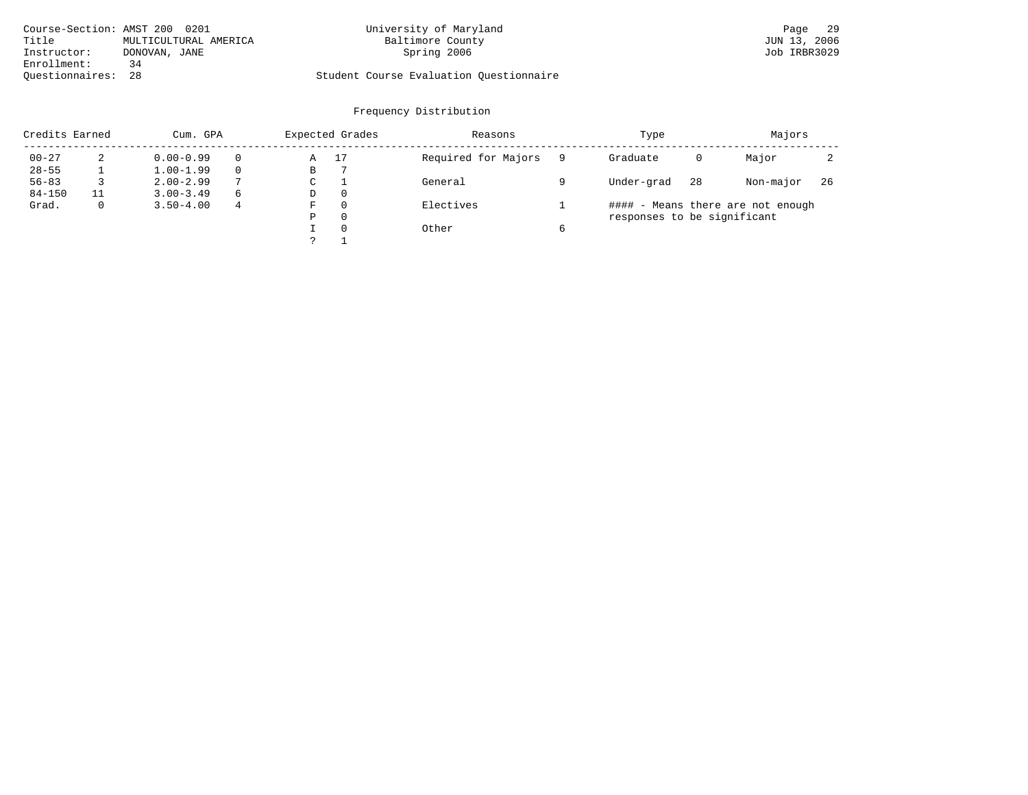Course-Section: AMST 200 0201
Title: MULTICULTURAL AMERICA
Instructor: DONOVAN, JANE
Enrollment: 34
Questionnaires: 28

University of Maryland
Baltimore County
Spring 2006

Student Course Evaluation Questionnaire

Page 29
JUN 13, 2006
Job IRBR3029

## Frequency Distribution

| Credits Earned | | Cum. GPA | | Expected Grades | | Reasons | | Type | | Majors | |
|---|---|---|---|---|---|---|---|---|---|---|---|
| 00-27 | 2 | 0.00-0.99 | 0 | A | 17 | Required for Majors | 9 | Graduate | 0 | Major | 2 |
| 28-55 | 1 | 1.00-1.99 | 0 | B | 7 | | | | | | |
| 56-83 | 3 | 2.00-2.99 | 7 | C | 1 | General | 9 | Under-grad | 28 | Non-major | 26 |
| 84-150 | 11 | 3.00-3.49 | 6 | D | 0 | | | | | | |
| Grad. | 0 | 3.50-4.00 | 4 | F | 0 | Electives | 1 | #### - Means there are not enough responses to be significant | | | |
| | | | | P | 0 | | | | | | |
| | | | | I | 0 | Other | 6 | | | | |
| | | | | ? | 1 | | | | | | |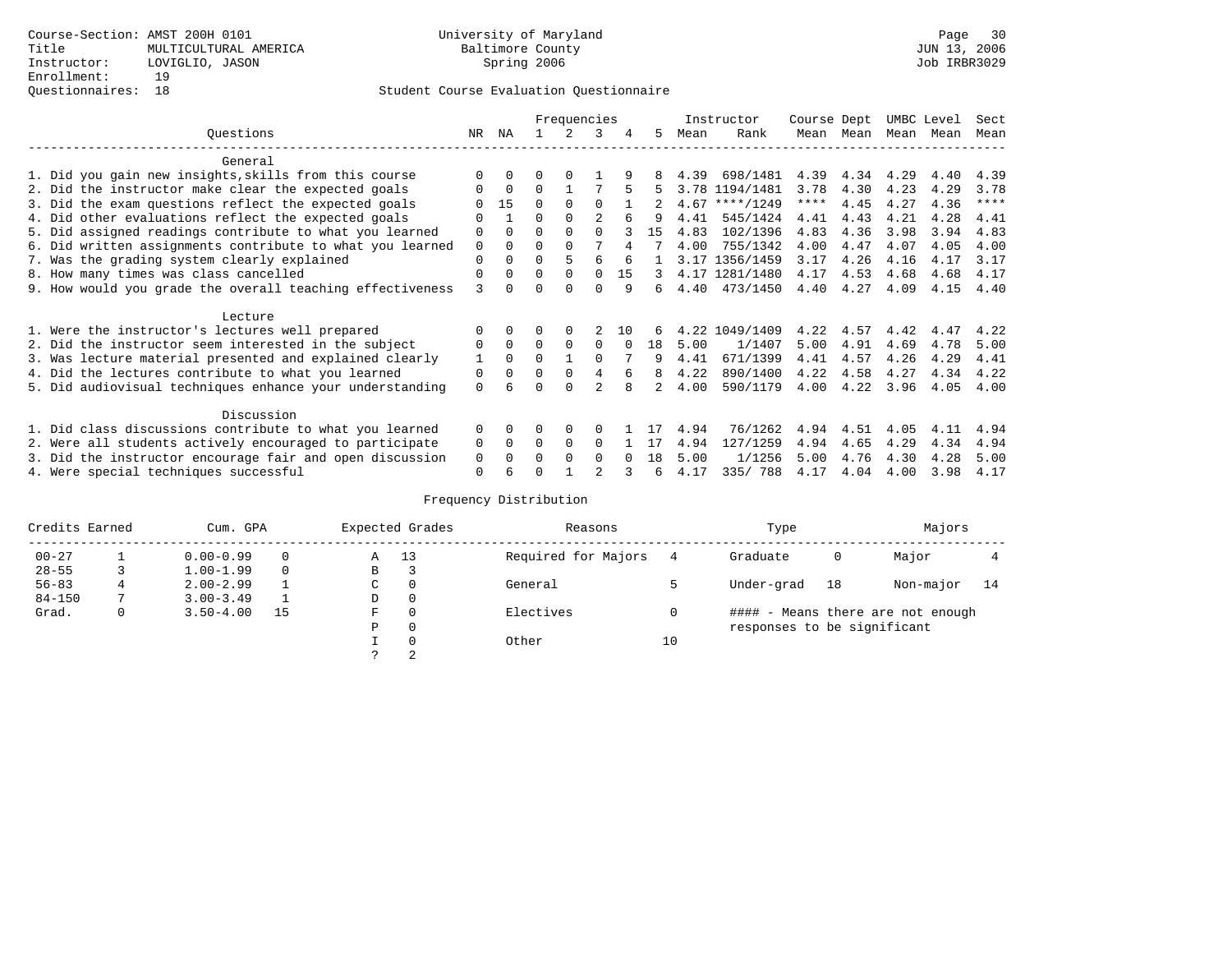Course-Section: AMST 200H 0101
Title: MULTICULTURAL AMERICA
Instructor: LOVIGLIO, JASON
Enrollment: 19
Questionnaires: 18

University of Maryland
Baltimore County
Spring 2006

JUN 13, 2006
Job IRBR3029

## Student Course Evaluation Questionnaire

| Questions | NR | NA | 1 | 2 | 3 | 4 | 5 | Instructor Mean | Instructor Rank | Course Mean | Dept Mean | UMBC Mean | Level Mean | Sect Mean |
|---|---|---|---|---|---|---|---|---|---|---|---|---|---|---|
| **General** | | | | | | | | | | | | | | |
| 1. Did you gain new insights,skills from this course | 0 | 0 | 0 | 0 | 1 | 9 | 8 | 4.39 | 698/1481 | 4.39 | 4.34 | 4.29 | 4.40 | 4.39 |
| 2. Did the instructor make clear the expected goals | 0 | 0 | 0 | 1 | 7 | 5 | 5 | 3.78 | 1194/1481 | 3.78 | 4.30 | 4.23 | 4.29 | 3.78 |
| 3. Did the exam questions reflect the expected goals | 0 | 15 | 0 | 0 | 0 | 1 | 2 | 4.67 | ****/1249 | **** | 4.45 | 4.27 | 4.36 | **** |
| 4. Did other evaluations reflect the expected goals | 0 | 1 | 0 | 0 | 2 | 6 | 9 | 4.41 | 545/1424 | 4.41 | 4.43 | 4.21 | 4.28 | 4.41 |
| 5. Did assigned readings contribute to what you learned | 0 | 0 | 0 | 0 | 0 | 3 | 15 | 4.83 | 102/1396 | 4.83 | 4.36 | 3.98 | 3.94 | 4.83 |
| 6. Did written assignments contribute to what you learned | 0 | 0 | 0 | 0 | 7 | 4 | 7 | 4.00 | 755/1342 | 4.00 | 4.47 | 4.07 | 4.05 | 4.00 |
| 7. Was the grading system clearly explained | 0 | 0 | 0 | 5 | 6 | 6 | 1 | 3.17 | 1356/1459 | 3.17 | 4.26 | 4.16 | 4.17 | 3.17 |
| 8. How many times was class cancelled | 0 | 0 | 0 | 0 | 0 | 15 | 3 | 4.17 | 1281/1480 | 4.17 | 4.53 | 4.68 | 4.68 | 4.17 |
| 9. How would you grade the overall teaching effectiveness | 3 | 0 | 0 | 0 | 0 | 9 | 6 | 4.40 | 473/1450 | 4.40 | 4.27 | 4.09 | 4.15 | 4.40 |
| **Lecture** | | | | | | | | | | | | | | |
| 1. Were the instructor's lectures well prepared | 0 | 0 | 0 | 0 | 2 | 10 | 6 | 4.22 | 1049/1409 | 4.22 | 4.57 | 4.42 | 4.47 | 4.22 |
| 2. Did the instructor seem interested in the subject | 0 | 0 | 0 | 0 | 0 | 0 | 18 | 5.00 | 1/1407 | 5.00 | 4.91 | 4.69 | 4.78 | 5.00 |
| 3. Was lecture material presented and explained clearly | 1 | 0 | 0 | 1 | 0 | 7 | 9 | 4.41 | 671/1399 | 4.41 | 4.57 | 4.26 | 4.29 | 4.41 |
| 4. Did the lectures contribute to what you learned | 0 | 0 | 0 | 0 | 4 | 6 | 8 | 4.22 | 890/1400 | 4.22 | 4.58 | 4.27 | 4.34 | 4.22 |
| 5. Did audiovisual techniques enhance your understanding | 0 | 6 | 0 | 0 | 2 | 8 | 2 | 4.00 | 590/1179 | 4.00 | 4.22 | 3.96 | 4.05 | 4.00 |
| **Discussion** | | | | | | | | | | | | | | |
| 1. Did class discussions contribute to what you learned | 0 | 0 | 0 | 0 | 0 | 1 | 17 | 4.94 | 76/1262 | 4.94 | 4.51 | 4.05 | 4.11 | 4.94 |
| 2. Were all students actively encouraged to participate | 0 | 0 | 0 | 0 | 0 | 1 | 17 | 4.94 | 127/1259 | 4.94 | 4.65 | 4.29 | 4.34 | 4.94 |
| 3. Did the instructor encourage fair and open discussion | 0 | 0 | 0 | 0 | 0 | 0 | 18 | 5.00 | 1/1256 | 5.00 | 4.76 | 4.30 | 4.28 | 5.00 |
| 4. Were special techniques successful | 0 | 6 | 0 | 1 | 2 | 3 | 6 | 4.17 | 335/ 788 | 4.17 | 4.04 | 4.00 | 3.98 | 4.17 |

## Frequency Distribution

| Credits Earned | | Cum. GPA | | Expected Grades | | Reasons | | Type | | Majors | |
|---|---|---|---|---|---|---|---|---|---|---|---|
| 00-27 | 1 | 0.00-0.99 | 0 | A | 13 | Required for Majors | 4 | Graduate | 0 | Major | 4 |
| 28-55 | 3 | 1.00-1.99 | 0 | B | 3 | | | | | | |
| 56-83 | 4 | 2.00-2.99 | 1 | C | 0 | General | 5 | Under-grad | 18 | Non-major | 14 |
| 84-150 | 7 | 3.00-3.49 | 1 | D | 0 | | | | | | |
| Grad. | 0 | 3.50-4.00 | 15 | F | 0 | Electives | 0 | | | | |
| | | | | P | 0 | | | | | | |
| | | | | I | 0 | Other | 10 | | | | |
| | | | | ? | 2 | | | | | | |

#### - Means there are not enough responses to be significant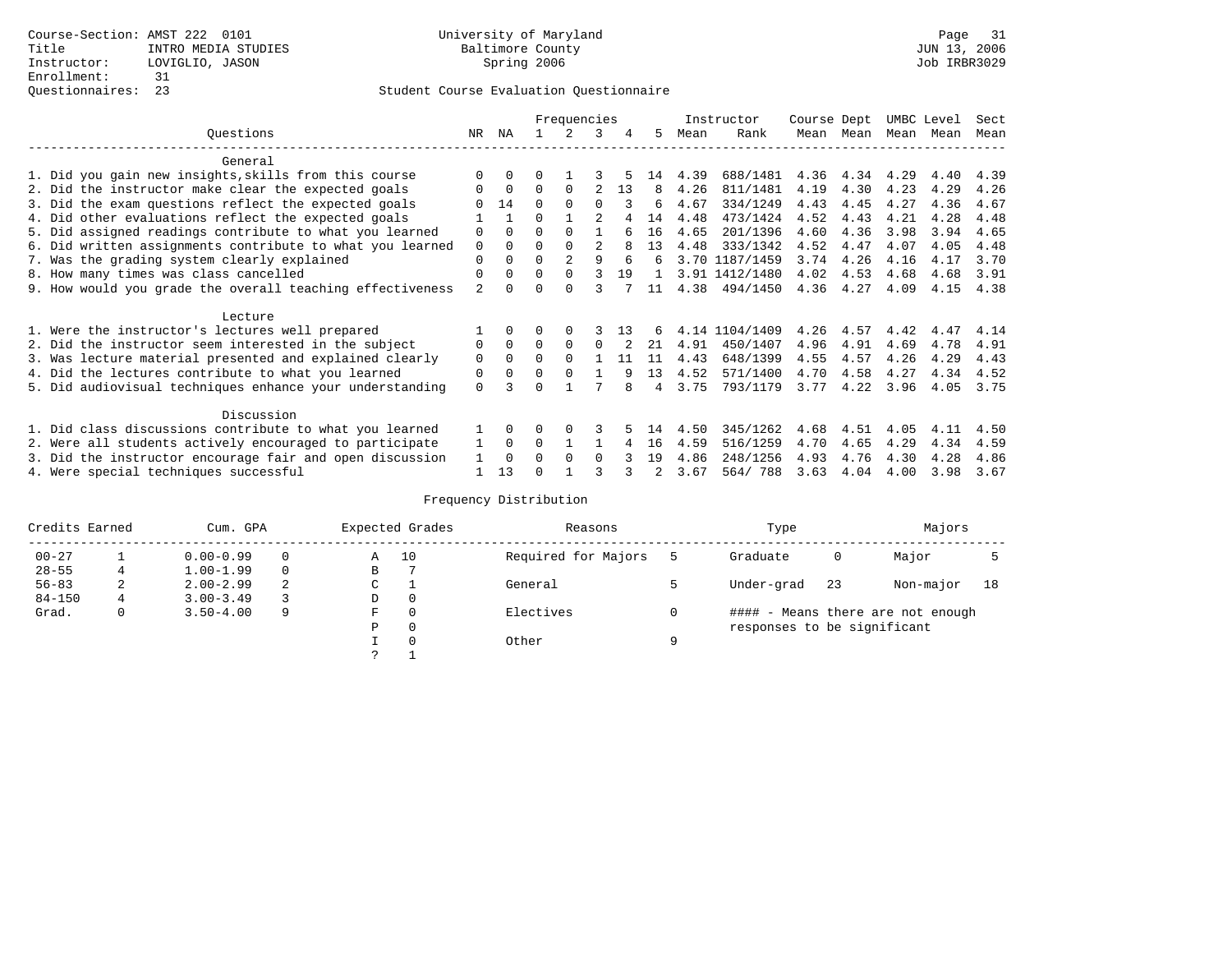Course-Section: AMST 222 0101
Title: INTRO MEDIA STUDIES
Instructor: LOVIGLIO, JASON
Enrollment: 31
Questionnaires: 23

University of Maryland
Baltimore County
Spring 2006

JUN 13, 2006
Job IRBR3029

## Student Course Evaluation Questionnaire

| Questions | NR | NA | 1 | 2 | 3 | 4 | 5 | Instructor Mean | Instructor Rank | Course Mean | Dept Mean | UMBC Mean | Level Mean | Sect Mean |
|---|---|---|---|---|---|---|---|---|---|---|---|---|---|---|
| **General** | | | | | | | | | | | | | | |
| 1. Did you gain new insights,skills from this course | 0 | 0 | 0 | 1 | 3 | 5 | 14 | 4.39 | 688/1481 | 4.36 | 4.34 | 4.29 | 4.40 | 4.39 |
| 2. Did the instructor make clear the expected goals | 0 | 0 | 0 | 0 | 2 | 13 | 8 | 4.26 | 811/1481 | 4.19 | 4.30 | 4.23 | 4.29 | 4.26 |
| 3. Did the exam questions reflect the expected goals | 0 | 14 | 0 | 0 | 0 | 3 | 6 | 4.67 | 334/1249 | 4.43 | 4.45 | 4.27 | 4.36 | 4.67 |
| 4. Did other evaluations reflect the expected goals | 1 | 1 | 0 | 1 | 2 | 4 | 14 | 4.48 | 473/1424 | 4.52 | 4.43 | 4.21 | 4.28 | 4.48 |
| 5. Did assigned readings contribute to what you learned | 0 | 0 | 0 | 0 | 1 | 6 | 16 | 4.65 | 201/1396 | 4.60 | 4.36 | 3.98 | 3.94 | 4.65 |
| 6. Did written assignments contribute to what you learned | 0 | 0 | 0 | 0 | 2 | 8 | 13 | 4.48 | 333/1342 | 4.52 | 4.47 | 4.07 | 4.05 | 4.48 |
| 7. Was the grading system clearly explained | 0 | 0 | 0 | 2 | 9 | 6 | 6 | 3.70 | 1187/1459 | 3.74 | 4.26 | 4.16 | 4.17 | 3.70 |
| 8. How many times was class cancelled | 0 | 0 | 0 | 0 | 3 | 19 | 1 | 3.91 | 1412/1480 | 4.02 | 4.53 | 4.68 | 4.68 | 3.91 |
| 9. How would you grade the overall teaching effectiveness | 2 | 0 | 0 | 0 | 3 | 7 | 11 | 4.38 | 494/1450 | 4.36 | 4.27 | 4.09 | 4.15 | 4.38 |
| **Lecture** | | | | | | | | | | | | | | |
| 1. Were the instructor's lectures well prepared | 1 | 0 | 0 | 0 | 3 | 13 | 6 | 4.14 | 1104/1409 | 4.26 | 4.57 | 4.42 | 4.47 | 4.14 |
| 2. Did the instructor seem interested in the subject | 0 | 0 | 0 | 0 | 0 | 2 | 21 | 4.91 | 450/1407 | 4.96 | 4.91 | 4.69 | 4.78 | 4.91 |
| 3. Was lecture material presented and explained clearly | 0 | 0 | 0 | 0 | 1 | 11 | 11 | 4.43 | 648/1399 | 4.55 | 4.57 | 4.26 | 4.29 | 4.43 |
| 4. Did the lectures contribute to what you learned | 0 | 0 | 0 | 0 | 1 | 9 | 13 | 4.52 | 571/1400 | 4.70 | 4.58 | 4.27 | 4.34 | 4.52 |
| 5. Did audiovisual techniques enhance your understanding | 0 | 3 | 0 | 1 | 7 | 8 | 4 | 3.75 | 793/1179 | 3.77 | 4.22 | 3.96 | 4.05 | 3.75 |
| **Discussion** | | | | | | | | | | | | | | |
| 1. Did class discussions contribute to what you learned | 1 | 0 | 0 | 0 | 3 | 5 | 14 | 4.50 | 345/1262 | 4.68 | 4.51 | 4.05 | 4.11 | 4.50 |
| 2. Were all students actively encouraged to participate | 1 | 0 | 0 | 1 | 1 | 4 | 16 | 4.59 | 516/1259 | 4.70 | 4.65 | 4.29 | 4.34 | 4.59 |
| 3. Did the instructor encourage fair and open discussion | 1 | 0 | 0 | 0 | 0 | 3 | 19 | 4.86 | 248/1256 | 4.93 | 4.76 | 4.30 | 4.28 | 4.86 |
| 4. Were special techniques successful | 1 | 13 | 0 | 1 | 3 | 3 | 2 | 3.67 | 564/ 788 | 3.63 | 4.04 | 4.00 | 3.98 | 3.67 |

## Frequency Distribution

| Credits Earned | | Cum. GPA | | Expected Grades | | Reasons | | Type | | Majors | |
|---|---|---|---|---|---|---|---|---|---|---|---|
| 00-27 | 1 | 0.00-0.99 | 0 | A | 10 | Required for Majors | 5 | Graduate | 0 | Major | 5 |
| 28-55 | 4 | 1.00-1.99 | 0 | B | 7 | | | | | | |
| 56-83 | 2 | 2.00-2.99 | 2 | C | 1 | General | 5 | Under-grad | 23 | Non-major | 18 |
| 84-150 | 4 | 3.00-3.49 | 3 | D | 0 | | | | | | |
| Grad. | 0 | 3.50-4.00 | 9 | F | 0 | Electives | 0 | #### - Means there are not enough responses to be significant | | | |
| | | | | P | 0 | | | | | | |
| | | | | I | 0 | Other | 9 | | | | |
| | | | | ? | 1 | | | | | | |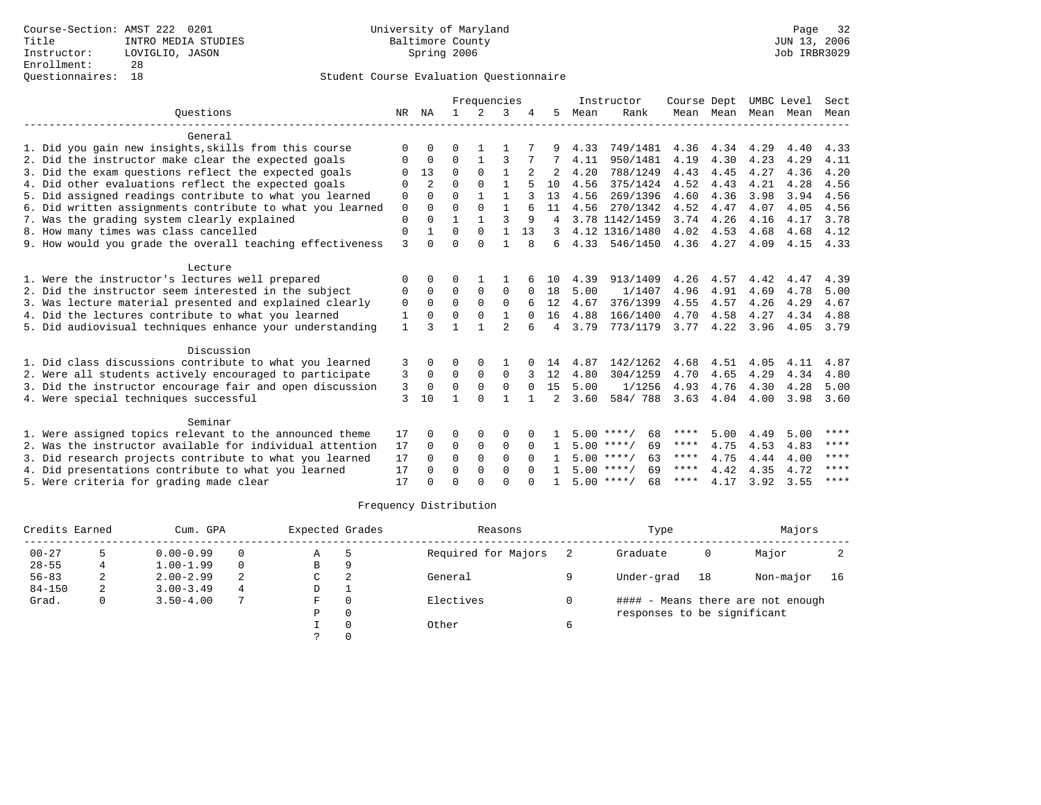Course-Section: AMST 222 0201
Title: INTRO MEDIA STUDIES
Instructor: LOVIGLIO, JASON
Enrollment: 28
Questionnaires: 18

University of Maryland
Baltimore County
Spring 2006

JUN 13, 2006
Job IRBR3029

## Student Course Evaluation Questionnaire

| Questions | NR | NA | 1 | 2 | 3 | 4 | 5 | Instructor Mean | Instructor Rank | Course Mean | Dept Mean | UMBC Mean | Level Mean | Sect Mean |
|---|---|---|---|---|---|---|---|---|---|---|---|---|---|---|
| **General** | | | | | | | | | | | | | | |
| 1. Did you gain new insights,skills from this course | 0 | 0 | 0 | 1 | 1 | 7 | 9 | 4.33 | 749/1481 | 4.36 | 4.34 | 4.29 | 4.40 | 4.33 |
| 2. Did the instructor make clear the expected goals | 0 | 0 | 0 | 1 | 3 | 7 | 7 | 4.11 | 950/1481 | 4.19 | 4.30 | 4.23 | 4.29 | 4.11 |
| 3. Did the exam questions reflect the expected goals | 0 | 13 | 0 | 0 | 1 | 2 | 2 | 4.20 | 788/1249 | 4.43 | 4.45 | 4.27 | 4.36 | 4.20 |
| 4. Did other evaluations reflect the expected goals | 0 | 2 | 0 | 0 | 1 | 5 | 10 | 4.56 | 375/1424 | 4.52 | 4.43 | 4.21 | 4.28 | 4.56 |
| 5. Did assigned readings contribute to what you learned | 0 | 0 | 0 | 1 | 1 | 3 | 13 | 4.56 | 269/1396 | 4.60 | 4.36 | 3.98 | 3.94 | 4.56 |
| 6. Did written assignments contribute to what you learned | 0 | 0 | 0 | 0 | 1 | 6 | 11 | 4.56 | 270/1342 | 4.52 | 4.47 | 4.07 | 4.05 | 4.56 |
| 7. Was the grading system clearly explained | 0 | 0 | 1 | 1 | 3 | 9 | 4 | 3.78 | 1142/1459 | 3.74 | 4.26 | 4.16 | 4.17 | 3.78 |
| 8. How many times was class cancelled | 0 | 1 | 0 | 0 | 1 | 13 | 3 | 4.12 | 1316/1480 | 4.02 | 4.53 | 4.68 | 4.68 | 4.12 |
| 9. How would you grade the overall teaching effectiveness | 3 | 0 | 0 | 0 | 1 | 8 | 6 | 4.33 | 546/1450 | 4.36 | 4.27 | 4.09 | 4.15 | 4.33 |
| **Lecture** | | | | | | | | | | | | | | |
| 1. Were the instructor's lectures well prepared | 0 | 0 | 0 | 1 | 1 | 6 | 10 | 4.39 | 913/1409 | 4.26 | 4.57 | 4.42 | 4.47 | 4.39 |
| 2. Did the instructor seem interested in the subject | 0 | 0 | 0 | 0 | 0 | 0 | 18 | 5.00 | 1/1407 | 4.96 | 4.91 | 4.69 | 4.78 | 5.00 |
| 3. Was lecture material presented and explained clearly | 0 | 0 | 0 | 0 | 0 | 6 | 12 | 4.67 | 376/1399 | 4.55 | 4.57 | 4.26 | 4.29 | 4.67 |
| 4. Did the lectures contribute to what you learned | 1 | 0 | 0 | 0 | 1 | 0 | 16 | 4.88 | 166/1400 | 4.70 | 4.58 | 4.27 | 4.34 | 4.88 |
| 5. Did audiovisual techniques enhance your understanding | 1 | 3 | 1 | 1 | 2 | 6 | 4 | 3.79 | 773/1179 | 3.77 | 4.22 | 3.96 | 4.05 | 3.79 |
| **Discussion** | | | | | | | | | | | | | | |
| 1. Did class discussions contribute to what you learned | 3 | 0 | 0 | 0 | 1 | 0 | 14 | 4.87 | 142/1262 | 4.68 | 4.51 | 4.05 | 4.11 | 4.87 |
| 2. Were all students actively encouraged to participate | 3 | 0 | 0 | 0 | 0 | 3 | 12 | 4.80 | 304/1259 | 4.70 | 4.65 | 4.29 | 4.34 | 4.80 |
| 3. Did the instructor encourage fair and open discussion | 3 | 0 | 0 | 0 | 0 | 0 | 15 | 5.00 | 1/1256 | 4.93 | 4.76 | 4.30 | 4.28 | 5.00 |
| 4. Were special techniques successful | 3 | 10 | 1 | 0 | 1 | 1 | 2 | 3.60 | 584/ 788 | 3.63 | 4.04 | 4.00 | 3.98 | 3.60 |
| **Seminar** | | | | | | | | | | | | | | |
| 1. Were assigned topics relevant to the announced theme | 17 | 0 | 0 | 0 | 0 | 0 | 1 | 5.00 | ****/ 68 | **** | 5.00 | 4.49 | 5.00 | **** |
| 2. Was the instructor available for individual attention | 17 | 0 | 0 | 0 | 0 | 0 | 1 | 5.00 | ****/ 69 | **** | 4.75 | 4.53 | 4.83 | **** |
| 3. Did research projects contribute to what you learned | 17 | 0 | 0 | 0 | 0 | 0 | 1 | 5.00 | ****/ 63 | **** | 4.75 | 4.44 | 4.00 | **** |
| 4. Did presentations contribute to what you learned | 17 | 0 | 0 | 0 | 0 | 0 | 1 | 5.00 | ****/ 69 | **** | 4.42 | 4.35 | 4.72 | **** |
| 5. Were criteria for grading made clear | 17 | 0 | 0 | 0 | 0 | 0 | 1 | 5.00 | ****/ 68 | **** | 4.17 | 3.92 | 3.55 | **** |

## Frequency Distribution

| Credits Earned | | Cum. GPA | | Expected Grades | | Reasons | | Type | | Majors | |
|---|---|---|---|---|---|---|---|---|---|---|---|
| 00-27 | 5 | 0.00-0.99 | 0 | A | 5 | Required for Majors | 2 | Graduate | 0 | Major | 2 |
| 28-55 | 4 | 1.00-1.99 | 0 | B | 9 | | | | | | |
| 56-83 | 2 | 2.00-2.99 | 2 | C | 2 | General | 9 | Under-grad | 18 | Non-major | 16 |
| 84-150 | 2 | 3.00-3.49 | 4 | D | 1 | | | | | | |
| Grad. | 0 | 3.50-4.00 | 7 | F | 0 | Electives | 0 | #### - Means there are not enough responses to be significant | | | |
| | | | | P | 0 | | | | | | |
| | | | | I | 0 | Other | 6 | | | | |
| | | | | ? | 0 | | | | | | |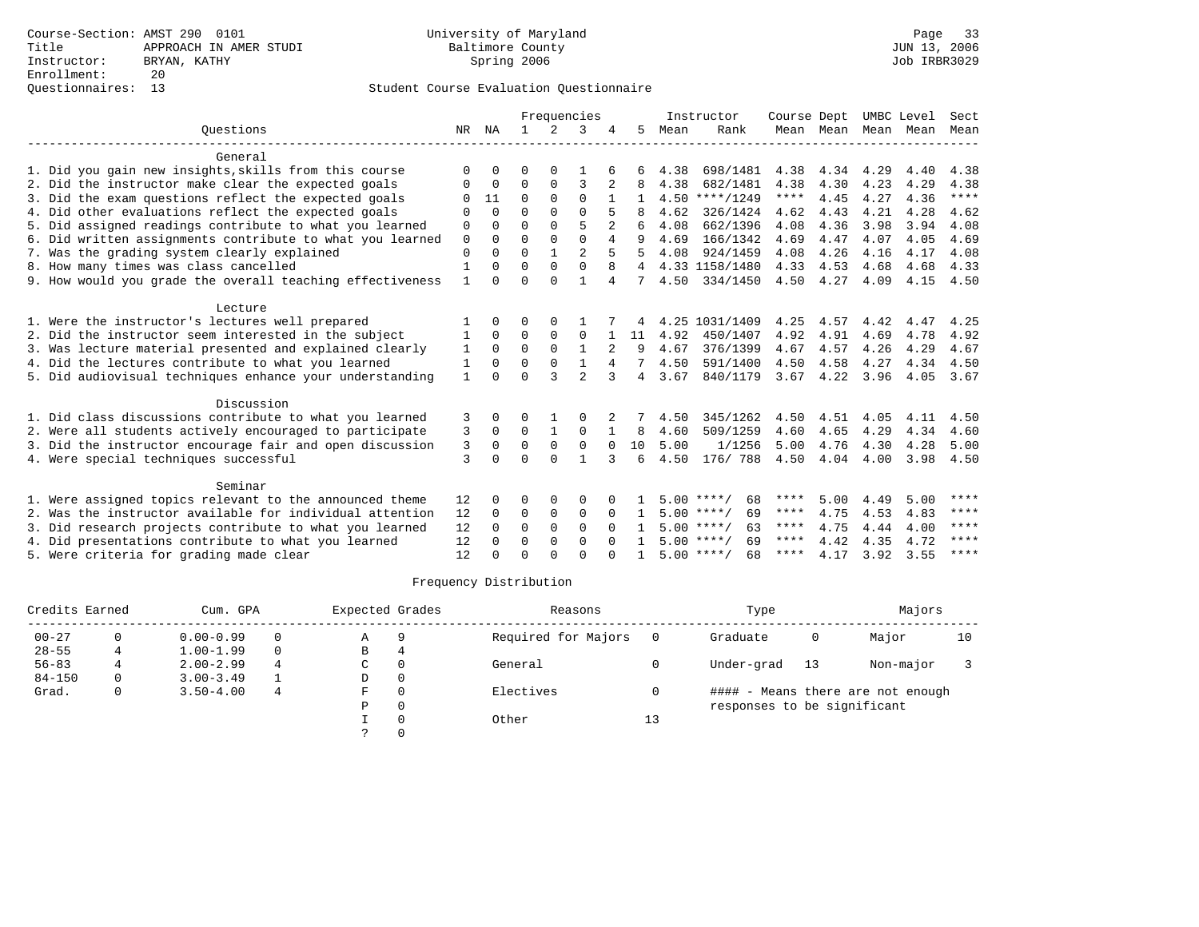Course-Section: AMST 290 0101
Title: APPROACH IN AMER STUDI
Instructor: BRYAN, KATHY
Enrollment: 20
Questionnaires: 13

University of Maryland
Baltimore County
Spring 2006

JUN 13, 2006
Job IRBR3029

## Student Course Evaluation Questionnaire

| Questions | NR | NA | 1 | 2 | 3 | 4 | 5 | Instructor Mean | Instructor Rank | Course Mean | Dept Mean | UMBC Level Mean | Level Mean | Sect Mean |
|---|---|---|---|---|---|---|---|---|---|---|---|---|---|---|
| **General** | | | | | | | | | | | | | | |
| 1. Did you gain new insights,skills from this course | 0 | 0 | 0 | 0 | 1 | 6 | 6 | 4.38 | 698/1481 | 4.38 | 4.34 | 4.29 | 4.40 | 4.38 |
| 2. Did the instructor make clear the expected goals | 0 | 0 | 0 | 0 | 3 | 2 | 8 | 4.38 | 682/1481 | 4.38 | 4.30 | 4.23 | 4.29 | 4.38 |
| 3. Did the exam questions reflect the expected goals | 0 | 11 | 0 | 0 | 0 | 1 | 1 | 4.50 | ****/1249 | **** | 4.45 | 4.27 | 4.36 | **** |
| 4. Did other evaluations reflect the expected goals | 0 | 0 | 0 | 0 | 0 | 5 | 8 | 4.62 | 326/1424 | 4.62 | 4.43 | 4.21 | 4.28 | 4.62 |
| 5. Did assigned readings contribute to what you learned | 0 | 0 | 0 | 0 | 5 | 2 | 6 | 4.08 | 662/1396 | 4.08 | 4.36 | 3.98 | 3.94 | 4.08 |
| 6. Did written assignments contribute to what you learned | 0 | 0 | 0 | 0 | 0 | 4 | 9 | 4.69 | 166/1342 | 4.69 | 4.47 | 4.07 | 4.05 | 4.69 |
| 7. Was the grading system clearly explained | 0 | 0 | 0 | 1 | 2 | 5 | 5 | 4.08 | 924/1459 | 4.08 | 4.26 | 4.16 | 4.17 | 4.08 |
| 8. How many times was class cancelled | 1 | 0 | 0 | 0 | 0 | 8 | 4 | 4.33 | 1158/1480 | 4.33 | 4.53 | 4.68 | 4.68 | 4.33 |
| 9. How would you grade the overall teaching effectiveness | 1 | 0 | 0 | 0 | 1 | 4 | 7 | 4.50 | 334/1450 | 4.50 | 4.27 | 4.09 | 4.15 | 4.50 |
| **Lecture** | | | | | | | | | | | | | | |
| 1. Were the instructor's lectures well prepared | 1 | 0 | 0 | 0 | 1 | 7 | 4 | 4.25 | 1031/1409 | 4.25 | 4.57 | 4.42 | 4.47 | 4.25 |
| 2. Did the instructor seem interested in the subject | 1 | 0 | 0 | 0 | 0 | 1 | 11 | 4.92 | 450/1407 | 4.92 | 4.91 | 4.69 | 4.78 | 4.92 |
| 3. Was lecture material presented and explained clearly | 1 | 0 | 0 | 0 | 1 | 2 | 9 | 4.67 | 376/1399 | 4.67 | 4.57 | 4.26 | 4.29 | 4.67 |
| 4. Did the lectures contribute to what you learned | 1 | 0 | 0 | 0 | 1 | 4 | 7 | 4.50 | 591/1400 | 4.50 | 4.58 | 4.27 | 4.34 | 4.50 |
| 5. Did audiovisual techniques enhance your understanding | 1 | 0 | 0 | 3 | 2 | 3 | 4 | 3.67 | 840/1179 | 3.67 | 4.22 | 3.96 | 4.05 | 3.67 |
| **Discussion** | | | | | | | | | | | | | | |
| 1. Did class discussions contribute to what you learned | 3 | 0 | 0 | 1 | 0 | 2 | 7 | 4.50 | 345/1262 | 4.50 | 4.51 | 4.05 | 4.11 | 4.50 |
| 2. Were all students actively encouraged to participate | 3 | 0 | 0 | 1 | 0 | 1 | 8 | 4.60 | 509/1259 | 4.60 | 4.65 | 4.29 | 4.34 | 4.60 |
| 3. Did the instructor encourage fair and open discussion | 3 | 0 | 0 | 0 | 0 | 0 | 10 | 5.00 | 1/1256 | 5.00 | 4.76 | 4.30 | 4.28 | 5.00 |
| 4. Were special techniques successful | 3 | 0 | 0 | 0 | 1 | 3 | 6 | 4.50 | 176/ 788 | 4.50 | 4.04 | 4.00 | 3.98 | 4.50 |
| **Seminar** | | | | | | | | | | | | | | |
| 1. Were assigned topics relevant to the announced theme | 12 | 0 | 0 | 0 | 0 | 0 | 1 | 5.00 | ****/ 68 | **** | 5.00 | 4.49 | 5.00 | **** |
| 2. Was the instructor available for individual attention | 12 | 0 | 0 | 0 | 0 | 0 | 1 | 5.00 | ****/ 69 | **** | 4.75 | 4.53 | 4.83 | **** |
| 3. Did research projects contribute to what you learned | 12 | 0 | 0 | 0 | 0 | 0 | 1 | 5.00 | ****/ 63 | **** | 4.75 | 4.44 | 4.00 | **** |
| 4. Did presentations contribute to what you learned | 12 | 0 | 0 | 0 | 0 | 0 | 1 | 5.00 | ****/ 69 | **** | 4.42 | 4.35 | 4.72 | **** |
| 5. Were criteria for grading made clear | 12 | 0 | 0 | 0 | 0 | 0 | 1 | 5.00 | ****/ 68 | **** | 4.17 | 3.92 | 3.55 | **** |

## Frequency Distribution

| Credits Earned | | Cum. GPA | | Expected Grades | | Reasons | | Type | | Majors | |
|---|---|---|---|---|---|---|---|---|---|---|---|
| 00-27 | 0 | 0.00-0.99 | 0 | A | 9 | Required for Majors | 0 | Graduate | 0 | Major | 10 |
| 28-55 | 4 | 1.00-1.99 | 0 | B | 4 | | | | | | |
| 56-83 | 4 | 2.00-2.99 | 4 | C | 0 | General | 0 | Under-grad | 13 | Non-major | 3 |
| 84-150 | 0 | 3.00-3.49 | 1 | D | 0 | | | | | | |
| Grad. | 0 | 3.50-4.00 | 4 | F | 0 | Electives | 0 | #### - Means there are not enough responses to be significant | | | |
| | | | | P | 0 | | | | | | |
| | | | | I | 0 | Other | 13 | | | | |
| | | | | ? | 0 | | | | | | |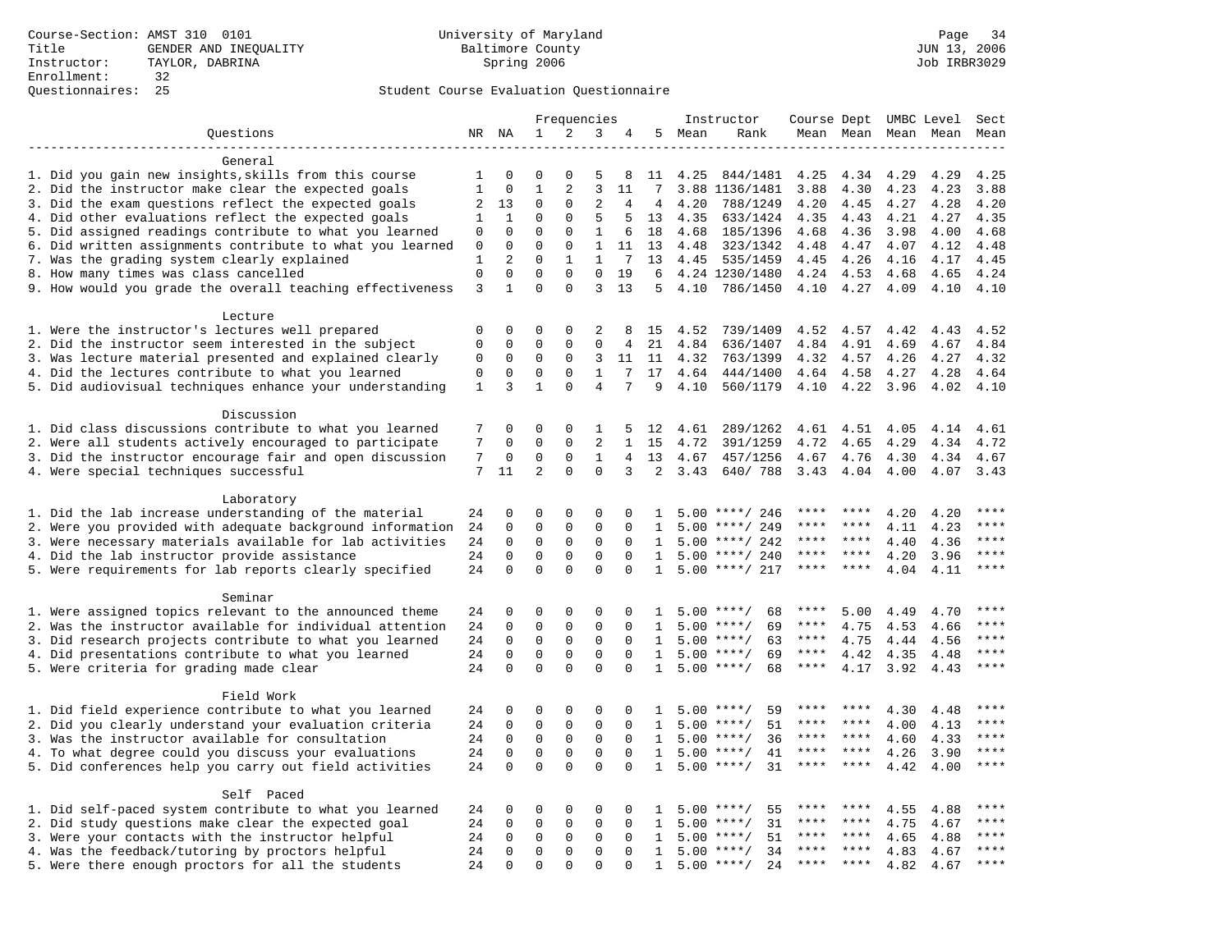Course-Section: AMST 310 0101
Title: GENDER AND INEQUALITY
Instructor: TAYLOR, DABRINA
Enrollment: 32
Questionnaires: 25

University of Maryland
Baltimore County
Spring 2006

JUN 13, 2006
Job IRBR3029

Student Course Evaluation Questionnaire

| Questions | NR | NA | 1 | 2 | 3 | 4 | 5 | Instructor Mean | Rank | Course Mean | Dept Mean | UMBC Level Mean | Level Mean | Sect Mean |
|---|---|---|---|---|---|---|---|---|---|---|---|---|---|---|
| **General** | | | | | | | | | | | | | | |
| 1. Did you gain new insights,skills from this course | 1 | 0 | 0 | 0 | 5 | 8 | 11 | 4.25 | 844/1481 | 4.25 | 4.34 | 4.29 | 4.29 | 4.25 |
| 2. Did the instructor make clear the expected goals | 1 | 0 | 1 | 2 | 3 | 11 | 7 | 3.88 | 1136/1481 | 3.88 | 4.30 | 4.23 | 4.23 | 3.88 |
| 3. Did the exam questions reflect the expected goals | 2 | 13 | 0 | 0 | 2 | 4 | 4 | 4.20 | 788/1249 | 4.20 | 4.45 | 4.27 | 4.28 | 4.20 |
| 4. Did other evaluations reflect the expected goals | 1 | 1 | 0 | 0 | 5 | 5 | 13 | 4.35 | 633/1424 | 4.35 | 4.43 | 4.21 | 4.27 | 4.35 |
| 5. Did assigned readings contribute to what you learned | 0 | 0 | 0 | 0 | 1 | 6 | 18 | 4.68 | 185/1396 | 4.68 | 4.36 | 3.98 | 4.00 | 4.68 |
| 6. Did written assignments contribute to what you learned | 0 | 0 | 0 | 0 | 1 | 11 | 13 | 4.48 | 323/1342 | 4.48 | 4.47 | 4.07 | 4.12 | 4.48 |
| 7. Was the grading system clearly explained | 1 | 2 | 0 | 1 | 1 | 7 | 13 | 4.45 | 535/1459 | 4.45 | 4.26 | 4.16 | 4.17 | 4.45 |
| 8. How many times was class cancelled | 0 | 0 | 0 | 0 | 0 | 19 | 6 | 4.24 | 1230/1480 | 4.24 | 4.53 | 4.68 | 4.65 | 4.24 |
| 9. How would you grade the overall teaching effectiveness | 3 | 1 | 0 | 0 | 3 | 13 | 5 | 4.10 | 786/1450 | 4.10 | 4.27 | 4.09 | 4.10 | 4.10 |
| **Lecture** | | | | | | | | | | | | | | |
| 1. Were the instructor's lectures well prepared | 0 | 0 | 0 | 0 | 2 | 8 | 15 | 4.52 | 739/1409 | 4.52 | 4.57 | 4.42 | 4.43 | 4.52 |
| 2. Did the instructor seem interested in the subject | 0 | 0 | 0 | 0 | 0 | 4 | 21 | 4.84 | 636/1407 | 4.84 | 4.91 | 4.69 | 4.67 | 4.84 |
| 3. Was lecture material presented and explained clearly | 0 | 0 | 0 | 0 | 3 | 11 | 11 | 4.32 | 763/1399 | 4.32 | 4.57 | 4.26 | 4.27 | 4.32 |
| 4. Did the lectures contribute to what you learned | 0 | 0 | 0 | 0 | 1 | 7 | 17 | 4.64 | 444/1400 | 4.64 | 4.58 | 4.27 | 4.28 | 4.64 |
| 5. Did audiovisual techniques enhance your understanding | 1 | 3 | 1 | 0 | 4 | 7 | 9 | 4.10 | 560/1179 | 4.10 | 4.22 | 3.96 | 4.02 | 4.10 |
| **Discussion** | | | | | | | | | | | | | | |
| 1. Did class discussions contribute to what you learned | 7 | 0 | 0 | 0 | 1 | 5 | 12 | 4.61 | 289/1262 | 4.61 | 4.51 | 4.05 | 4.14 | 4.61 |
| 2. Were all students actively encouraged to participate | 7 | 0 | 0 | 0 | 2 | 1 | 15 | 4.72 | 391/1259 | 4.72 | 4.65 | 4.29 | 4.34 | 4.72 |
| 3. Did the instructor encourage fair and open discussion | 7 | 0 | 0 | 0 | 1 | 4 | 13 | 4.67 | 457/1256 | 4.67 | 4.76 | 4.30 | 4.34 | 4.67 |
| 4. Were special techniques successful | 7 | 11 | 2 | 0 | 0 | 3 | 2 | 3.43 | 640/ 788 | 3.43 | 4.04 | 4.00 | 4.07 | 3.43 |
| **Laboratory** | | | | | | | | | | | | | | |
| 1. Did the lab increase understanding of the material | 24 | 0 | 0 | 0 | 0 | 0 | 1 | 5.00 | ****/ 246 | **** | **** | 4.20 | 4.20 | **** |
| 2. Were you provided with adequate background information | 24 | 0 | 0 | 0 | 0 | 0 | 1 | 5.00 | ****/ 249 | **** | **** | 4.11 | 4.23 | **** |
| 3. Were necessary materials available for lab activities | 24 | 0 | 0 | 0 | 0 | 0 | 1 | 5.00 | ****/ 242 | **** | **** | 4.40 | 4.36 | **** |
| 4. Did the lab instructor provide assistance | 24 | 0 | 0 | 0 | 0 | 0 | 1 | 5.00 | ****/ 240 | **** | **** | 4.20 | 3.96 | **** |
| 5. Were requirements for lab reports clearly specified | 24 | 0 | 0 | 0 | 0 | 0 | 1 | 5.00 | ****/ 217 | **** | **** | 4.04 | 4.11 | **** |
| **Seminar** | | | | | | | | | | | | | | |
| 1. Were assigned topics relevant to the announced theme | 24 | 0 | 0 | 0 | 0 | 0 | 1 | 5.00 | ****/ 68 | **** | 5.00 | 4.49 | 4.70 | **** |
| 2. Was the instructor available for individual attention | 24 | 0 | 0 | 0 | 0 | 0 | 1 | 5.00 | ****/ 69 | **** | 4.75 | 4.53 | 4.66 | **** |
| 3. Did research projects contribute to what you learned | 24 | 0 | 0 | 0 | 0 | 0 | 1 | 5.00 | ****/ 63 | **** | 4.75 | 4.44 | 4.56 | **** |
| 4. Did presentations contribute to what you learned | 24 | 0 | 0 | 0 | 0 | 0 | 1 | 5.00 | ****/ 69 | **** | 4.42 | 4.35 | 4.48 | **** |
| 5. Were criteria for grading made clear | 24 | 0 | 0 | 0 | 0 | 0 | 1 | 5.00 | ****/ 68 | **** | 4.17 | 3.92 | 4.43 | **** |
| **Field Work** | | | | | | | | | | | | | | |
| 1. Did field experience contribute to what you learned | 24 | 0 | 0 | 0 | 0 | 0 | 1 | 5.00 | ****/ 59 | **** | **** | 4.30 | 4.48 | **** |
| 2. Did you clearly understand your evaluation criteria | 24 | 0 | 0 | 0 | 0 | 0 | 1 | 5.00 | ****/ 51 | **** | **** | 4.00 | 4.13 | **** |
| 3. Was the instructor available for consultation | 24 | 0 | 0 | 0 | 0 | 0 | 1 | 5.00 | ****/ 36 | **** | **** | 4.60 | 4.33 | **** |
| 4. To what degree could you discuss your evaluations | 24 | 0 | 0 | 0 | 0 | 0 | 1 | 5.00 | ****/ 41 | **** | **** | 4.26 | 3.90 | **** |
| 5. Did conferences help you carry out field activities | 24 | 0 | 0 | 0 | 0 | 0 | 1 | 5.00 | ****/ 31 | **** | **** | 4.42 | 4.00 | **** |
| **Self Paced** | | | | | | | | | | | | | | |
| 1. Did self-paced system contribute to what you learned | 24 | 0 | 0 | 0 | 0 | 0 | 1 | 5.00 | ****/ 55 | **** | **** | 4.55 | 4.88 | **** |
| 2. Did study questions make clear the expected goal | 24 | 0 | 0 | 0 | 0 | 0 | 1 | 5.00 | ****/ 31 | **** | **** | 4.75 | 4.67 | **** |
| 3. Were your contacts with the instructor helpful | 24 | 0 | 0 | 0 | 0 | 0 | 1 | 5.00 | ****/ 51 | **** | **** | 4.65 | 4.88 | **** |
| 4. Was the feedback/tutoring by proctors helpful | 24 | 0 | 0 | 0 | 0 | 0 | 1 | 5.00 | ****/ 34 | **** | **** | 4.83 | 4.67 | **** |
| 5. Were there enough proctors for all the students | 24 | 0 | 0 | 0 | 0 | 0 | 1 | 5.00 | ****/ 24 | **** | **** | 4.82 | 4.67 | **** |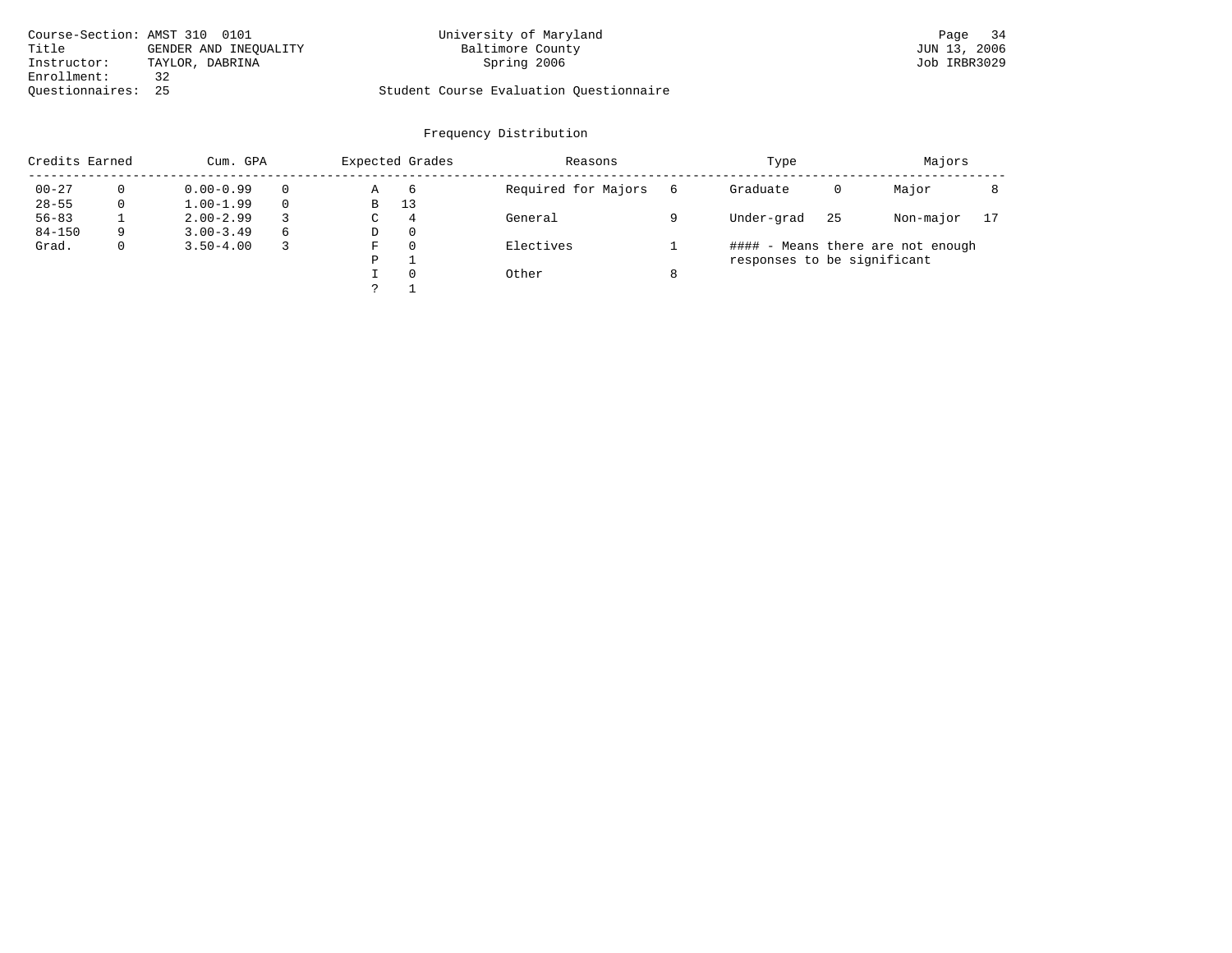Course-Section: AMST 310 0101
Title: GENDER AND INEQUALITY
Instructor: TAYLOR, DABRINA
Enrollment: 32
Questionnaires: 25

University of Maryland
Baltimore County
Spring 2006

Student Course Evaluation Questionnaire

JUN 13, 2006
Job IRBR3029

## Frequency Distribution

| Credits Earned | | Cum. GPA | | Expected Grades | | Reasons | | Type | | Majors | |
|---|---|---|---|---|---|---|---|---|---|---|---|
| 00-27 | 0 | 0.00-0.99 | 0 | A | 6 | Required for Majors | 6 | Graduate | 0 | Major | 8 |
| 28-55 | 0 | 1.00-1.99 | 0 | B | 13 | | | | | | |
| 56-83 | 1 | 2.00-2.99 | 3 | C | 4 | General | 9 | Under-grad | 25 | Non-major | 17 |
| 84-150 | 9 | 3.00-3.49 | 6 | D | 0 | | | | | | |
| Grad. | 0 | 3.50-4.00 | 3 | F | 0 | Electives | 1 | | | | |
| | | | | P | 1 | | | | | | |
| | | | | I | 0 | Other | 8 | | | | |
| | | | | ? | 1 | | | | | | |

#### - Means there are not enough responses to be significant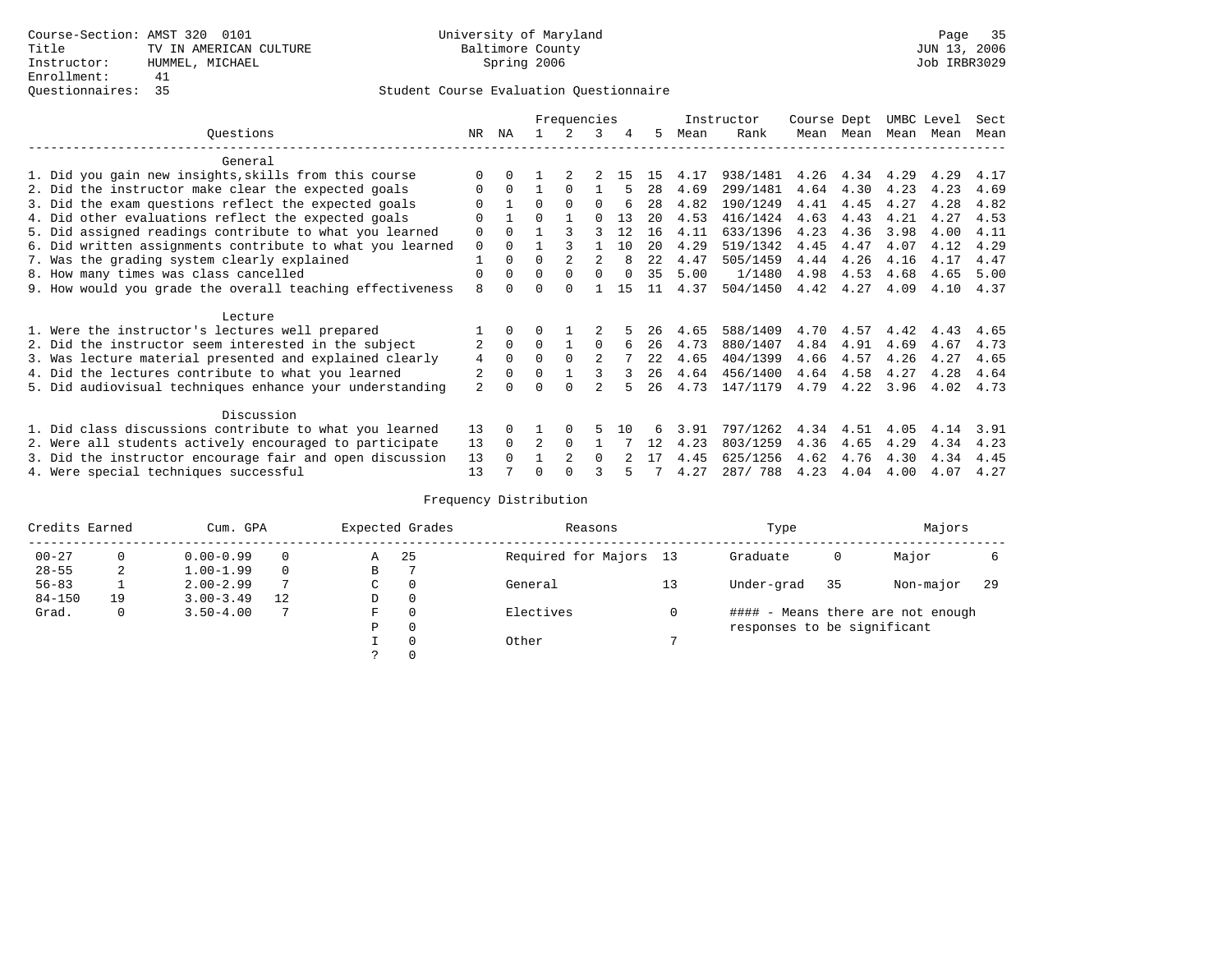Course-Section: AMST 320 0101
Title: TV IN AMERICAN CULTURE
Instructor: HUMMEL, MICHAEL
Enrollment: 41
Questionnaires: 35

University of Maryland
Baltimore County
Spring 2006

JUN 13, 2006
Job IRBR3029

## Student Course Evaluation Questionnaire

| Questions | NR | NA | 1 | 2 | 3 | 4 | 5 | Instructor Mean | Instructor Rank | Course Mean | Dept Mean | UMBC Mean | Level Mean | Sect Mean |
|---|---|---|---|---|---|---|---|---|---|---|---|---|---|---|
| **General** | | | | | | | | | | | | | | |
| 1. Did you gain new insights,skills from this course | 0 | 0 | 1 | 2 | 2 | 15 | 15 | 4.17 | 938/1481 | 4.26 | 4.34 | 4.29 | 4.29 | 4.17 |
| 2. Did the instructor make clear the expected goals | 0 | 0 | 1 | 0 | 1 | 5 | 28 | 4.69 | 299/1481 | 4.64 | 4.30 | 4.23 | 4.23 | 4.69 |
| 3. Did the exam questions reflect the expected goals | 0 | 1 | 0 | 0 | 0 | 6 | 28 | 4.82 | 190/1249 | 4.41 | 4.45 | 4.27 | 4.28 | 4.82 |
| 4. Did other evaluations reflect the expected goals | 0 | 1 | 0 | 1 | 0 | 13 | 20 | 4.53 | 416/1424 | 4.63 | 4.43 | 4.21 | 4.27 | 4.53 |
| 5. Did assigned readings contribute to what you learned | 0 | 0 | 1 | 3 | 3 | 12 | 16 | 4.11 | 633/1396 | 4.23 | 4.36 | 3.98 | 4.00 | 4.11 |
| 6. Did written assignments contribute to what you learned | 0 | 0 | 1 | 3 | 1 | 10 | 20 | 4.29 | 519/1342 | 4.45 | 4.47 | 4.07 | 4.12 | 4.29 |
| 7. Was the grading system clearly explained | 1 | 0 | 0 | 2 | 2 | 8 | 22 | 4.47 | 505/1459 | 4.44 | 4.26 | 4.16 | 4.17 | 4.47 |
| 8. How many times was class cancelled | 0 | 0 | 0 | 0 | 0 | 0 | 35 | 5.00 | 1/1480 | 4.98 | 4.53 | 4.68 | 4.65 | 5.00 |
| 9. How would you grade the overall teaching effectiveness | 8 | 0 | 0 | 0 | 1 | 15 | 11 | 4.37 | 504/1450 | 4.42 | 4.27 | 4.09 | 4.10 | 4.37 |
| **Lecture** | | | | | | | | | | | | | | |
| 1. Were the instructor's lectures well prepared | 1 | 0 | 0 | 1 | 2 | 5 | 26 | 4.65 | 588/1409 | 4.70 | 4.57 | 4.42 | 4.43 | 4.65 |
| 2. Did the instructor seem interested in the subject | 2 | 0 | 0 | 1 | 0 | 6 | 26 | 4.73 | 880/1407 | 4.84 | 4.91 | 4.69 | 4.67 | 4.73 |
| 3. Was lecture material presented and explained clearly | 4 | 0 | 0 | 0 | 2 | 7 | 22 | 4.65 | 404/1399 | 4.66 | 4.57 | 4.26 | 4.27 | 4.65 |
| 4. Did the lectures contribute to what you learned | 2 | 0 | 0 | 1 | 3 | 3 | 26 | 4.64 | 456/1400 | 4.64 | 4.58 | 4.27 | 4.28 | 4.64 |
| 5. Did audiovisual techniques enhance your understanding | 2 | 0 | 0 | 0 | 2 | 5 | 26 | 4.73 | 147/1179 | 4.79 | 4.22 | 3.96 | 4.02 | 4.73 |
| **Discussion** | | | | | | | | | | | | | | |
| 1. Did class discussions contribute to what you learned | 13 | 0 | 1 | 0 | 5 | 10 | 6 | 3.91 | 797/1262 | 4.34 | 4.51 | 4.05 | 4.14 | 3.91 |
| 2. Were all students actively encouraged to participate | 13 | 0 | 2 | 0 | 1 | 7 | 12 | 4.23 | 803/1259 | 4.36 | 4.65 | 4.29 | 4.34 | 4.23 |
| 3. Did the instructor encourage fair and open discussion | 13 | 0 | 1 | 2 | 0 | 2 | 17 | 4.45 | 625/1256 | 4.62 | 4.76 | 4.30 | 4.34 | 4.45 |
| 4. Were special techniques successful | 13 | 7 | 0 | 0 | 3 | 5 | 7 | 4.27 | 287/ 788 | 4.23 | 4.04 | 4.00 | 4.07 | 4.27 |

## Frequency Distribution

| Credits Earned | | Cum. GPA | | Expected Grades | | Reasons | | Type | | Majors | |
|---|---|---|---|---|---|---|---|---|---|---|---|
| 00-27 | 0 | 0.00-0.99 | 0 | A | 25 | Required for Majors | 13 | Graduate | 0 | Major | 6 |
| 28-55 | 2 | 1.00-1.99 | 0 | B | 7 | | | | | | |
| 56-83 | 1 | 2.00-2.99 | 7 | C | 0 | General | 13 | Under-grad | 35 | Non-major | 29 |
| 84-150 | 19 | 3.00-3.49 | 12 | D | 0 | | | | | | |
| Grad. | 0 | 3.50-4.00 | 7 | F | 0 | Electives | 0 | #### - Means there are not enough responses to be significant | | | |
| | | | | P | 0 | | | | | | |
| | | | | I | 0 | Other | 7 | | | | |
| | | | | ? | 0 | | | | | | |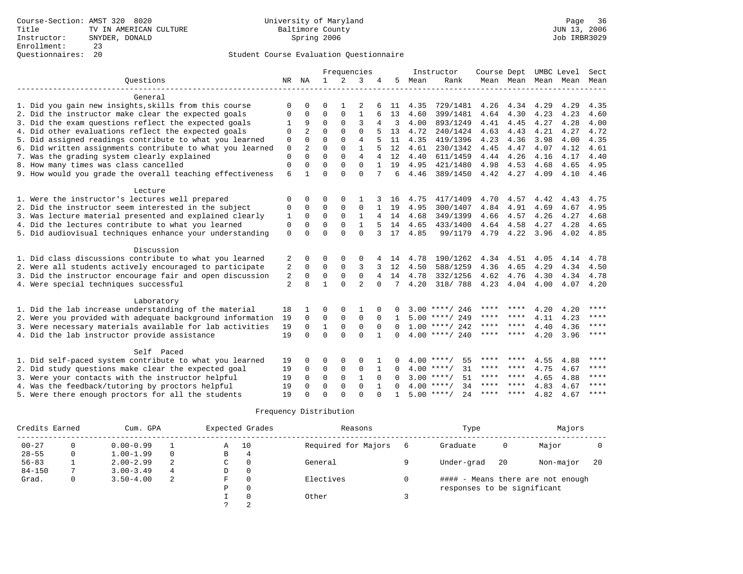Course-Section: AMST 320 8020
Title: TV IN AMERICAN CULTURE
Instructor: SNYDER, DONALD
Enrollment: 23
Questionnaires: 20

University of Maryland
Baltimore County
Spring 2006

JUN 13, 2006
Job IRBR3029

## Student Course Evaluation Questionnaire

| Questions | NR | NA | 1 | 2 | 3 | 4 | 5 | Instructor Mean | Instructor Rank | Course Mean | Dept Mean | UMBC Mean | Level Mean | Sect Mean |
|---|---|---|---|---|---|---|---|---|---|---|---|---|---|---|
| **General** | | | | | | | | | | | | | | |
| 1. Did you gain new insights,skills from this course | 0 | 0 | 0 | 1 | 2 | 6 | 11 | 4.35 | 729/1481 | 4.26 | 4.34 | 4.29 | 4.29 | 4.35 |
| 2. Did the instructor make clear the expected goals | 0 | 0 | 0 | 0 | 1 | 6 | 13 | 4.60 | 399/1481 | 4.64 | 4.30 | 4.23 | 4.23 | 4.60 |
| 3. Did the exam questions reflect the expected goals | 1 | 9 | 0 | 0 | 3 | 4 | 3 | 4.00 | 893/1249 | 4.41 | 4.45 | 4.27 | 4.28 | 4.00 |
| 4. Did other evaluations reflect the expected goals | 0 | 2 | 0 | 0 | 0 | 5 | 13 | 4.72 | 240/1424 | 4.63 | 4.43 | 4.21 | 4.27 | 4.72 |
| 5. Did assigned readings contribute to what you learned | 0 | 0 | 0 | 0 | 4 | 5 | 11 | 4.35 | 419/1396 | 4.23 | 4.36 | 3.98 | 4.00 | 4.35 |
| 6. Did written assignments contribute to what you learned | 0 | 2 | 0 | 0 | 1 | 5 | 12 | 4.61 | 230/1342 | 4.45 | 4.47 | 4.07 | 4.12 | 4.61 |
| 7. Was the grading system clearly explained | 0 | 0 | 0 | 0 | 4 | 4 | 12 | 4.40 | 611/1459 | 4.44 | 4.26 | 4.16 | 4.17 | 4.40 |
| 8. How many times was class cancelled | 0 | 0 | 0 | 0 | 0 | 1 | 19 | 4.95 | 421/1480 | 4.98 | 4.53 | 4.68 | 4.65 | 4.95 |
| 9. How would you grade the overall teaching effectiveness | 6 | 1 | 0 | 0 | 0 | 7 | 6 | 4.46 | 389/1450 | 4.42 | 4.27 | 4.09 | 4.10 | 4.46 |
| **Lecture** | | | | | | | | | | | | | | |
| 1. Were the instructor's lectures well prepared | 0 | 0 | 0 | 0 | 1 | 3 | 16 | 4.75 | 417/1409 | 4.70 | 4.57 | 4.42 | 4.43 | 4.75 |
| 2. Did the instructor seem interested in the subject | 0 | 0 | 0 | 0 | 0 | 1 | 19 | 4.95 | 300/1407 | 4.84 | 4.91 | 4.69 | 4.67 | 4.95 |
| 3. Was lecture material presented and explained clearly | 1 | 0 | 0 | 0 | 1 | 4 | 14 | 4.68 | 349/1399 | 4.66 | 4.57 | 4.26 | 4.27 | 4.68 |
| 4. Did the lectures contribute to what you learned | 0 | 0 | 0 | 0 | 1 | 5 | 14 | 4.65 | 433/1400 | 4.64 | 4.58 | 4.27 | 4.28 | 4.65 |
| 5. Did audiovisual techniques enhance your understanding | 0 | 0 | 0 | 0 | 0 | 3 | 17 | 4.85 | 99/1179 | 4.79 | 4.22 | 3.96 | 4.02 | 4.85 |
| **Discussion** | | | | | | | | | | | | | | |
| 1. Did class discussions contribute to what you learned | 2 | 0 | 0 | 0 | 0 | 4 | 14 | 4.78 | 190/1262 | 4.34 | 4.51 | 4.05 | 4.14 | 4.78 |
| 2. Were all students actively encouraged to participate | 2 | 0 | 0 | 0 | 3 | 3 | 12 | 4.50 | 588/1259 | 4.36 | 4.65 | 4.29 | 4.34 | 4.50 |
| 3. Did the instructor encourage fair and open discussion | 2 | 0 | 0 | 0 | 0 | 4 | 14 | 4.78 | 332/1256 | 4.62 | 4.76 | 4.30 | 4.34 | 4.78 |
| 4. Were special techniques successful | 2 | 8 | 1 | 0 | 2 | 0 | 7 | 4.20 | 318/ 788 | 4.23 | 4.04 | 4.00 | 4.07 | 4.20 |
| **Laboratory** | | | | | | | | | | | | | | |
| 1. Did the lab increase understanding of the material | 18 | 1 | 0 | 0 | 1 | 0 | 0 | 3.00 | ****/ 246 | **** | **** | 4.20 | 4.20 | **** |
| 2. Were you provided with adequate background information | 19 | 0 | 0 | 0 | 0 | 0 | 1 | 5.00 | ****/ 249 | **** | **** | 4.11 | 4.23 | **** |
| 3. Were necessary materials available for lab activities | 19 | 0 | 1 | 0 | 0 | 0 | 0 | 1.00 | ****/ 242 | **** | **** | 4.40 | 4.36 | **** |
| 4. Did the lab instructor provide assistance | 19 | 0 | 0 | 0 | 0 | 1 | 0 | 4.00 | ****/ 240 | **** | **** | 4.20 | 3.96 | **** |
| **Self Paced** | | | | | | | | | | | | | | |
| 1. Did self-paced system contribute to what you learned | 19 | 0 | 0 | 0 | 0 | 1 | 0 | 4.00 | ****/ 55 | **** | **** | 4.55 | 4.88 | **** |
| 2. Did study questions make clear the expected goal | 19 | 0 | 0 | 0 | 0 | 1 | 0 | 4.00 | ****/ 31 | **** | **** | 4.75 | 4.67 | **** |
| 3. Were your contacts with the instructor helpful | 19 | 0 | 0 | 0 | 1 | 0 | 0 | 3.00 | ****/ 51 | **** | **** | 4.65 | 4.88 | **** |
| 4. Was the feedback/tutoring by proctors helpful | 19 | 0 | 0 | 0 | 0 | 1 | 0 | 4.00 | ****/ 34 | **** | **** | 4.83 | 4.67 | **** |
| 5. Were there enough proctors for all the students | 19 | 0 | 0 | 0 | 0 | 0 | 1 | 5.00 | ****/ 24 | **** | **** | 4.82 | 4.67 | **** |

## Frequency Distribution

| Credits Earned | | Cum. GPA | | Expected Grades | | Reasons | | Type | | Majors | |
|---|---|---|---|---|---|---|---|---|---|---|---|
| 00-27 | 0 | 0.00-0.99 | 1 | A | 10 | Required for Majors | 6 | Graduate | 0 | Major | 0 |
| 28-55 | 0 | 1.00-1.99 | 0 | B | 4 | | | | | | |
| 56-83 | 1 | 2.00-2.99 | 2 | C | 0 | General | 9 | Under-grad | 20 | Non-major | 20 |
| 84-150 | 7 | 3.00-3.49 | 4 | D | 0 | | | | | | |
| Grad. | 0 | 3.50-4.00 | 2 | F | 0 | Electives | 0 | | | | |
| | | | | P | 0 | | | | | | |
| | | | | I | 0 | Other | 3 | | | | |
| | | | | ? | 2 | | | | | | |

#### - Means there are not enough responses to be significant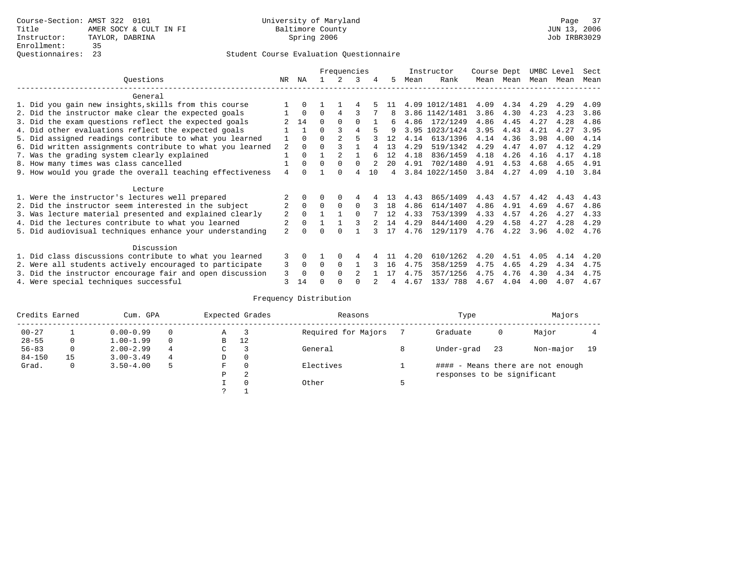Course-Section: AMST 322 0101
Title: AMER SOCY & CULT IN FI
Instructor: TAYLOR, DABRINA
Enrollment: 35
Questionnaires: 23

University of Maryland
Baltimore County
Spring 2006

JUN 13, 2006
Job IRBR3029

## Student Course Evaluation Questionnaire

| Questions | NR | NA | 1 | 2 | 3 | 4 | 5 | Instructor Mean | Instructor Rank | Course Mean | Dept Mean | UMBC Mean | Level Mean | Sect Mean |
|---|---|---|---|---|---|---|---|---|---|---|---|---|---|---|
| **General** | | | | | | | | | | | | | | |
| 1. Did you gain new insights,skills from this course | 1 | 0 | 1 | 1 | 4 | 5 | 11 | 4.09 | 1012/1481 | 4.09 | 4.34 | 4.29 | 4.29 | 4.09 |
| 2. Did the instructor make clear the expected goals | 1 | 0 | 0 | 4 | 3 | 7 | 8 | 3.86 | 1142/1481 | 3.86 | 4.30 | 4.23 | 4.23 | 3.86 |
| 3. Did the exam questions reflect the expected goals | 2 | 14 | 0 | 0 | 0 | 1 | 6 | 4.86 | 172/1249 | 4.86 | 4.45 | 4.27 | 4.28 | 4.86 |
| 4. Did other evaluations reflect the expected goals | 1 | 1 | 0 | 3 | 4 | 5 | 9 | 3.95 | 1023/1424 | 3.95 | 4.43 | 4.21 | 4.27 | 3.95 |
| 5. Did assigned readings contribute to what you learned | 1 | 0 | 0 | 2 | 5 | 3 | 12 | 4.14 | 613/1396 | 4.14 | 4.36 | 3.98 | 4.00 | 4.14 |
| 6. Did written assignments contribute to what you learned | 2 | 0 | 0 | 3 | 1 | 4 | 13 | 4.29 | 519/1342 | 4.29 | 4.47 | 4.07 | 4.12 | 4.29 |
| 7. Was the grading system clearly explained | 1 | 0 | 1 | 2 | 1 | 6 | 12 | 4.18 | 836/1459 | 4.18 | 4.26 | 4.16 | 4.17 | 4.18 |
| 8. How many times was class cancelled | 1 | 0 | 0 | 0 | 0 | 2 | 20 | 4.91 | 702/1480 | 4.91 | 4.53 | 4.68 | 4.65 | 4.91 |
| 9. How would you grade the overall teaching effectiveness | 4 | 0 | 1 | 0 | 4 | 10 | 4 | 3.84 | 1022/1450 | 3.84 | 4.27 | 4.09 | 4.10 | 3.84 |
| **Lecture** | | | | | | | | | | | | | | |
| 1. Were the instructor's lectures well prepared | 2 | 0 | 0 | 0 | 4 | 4 | 13 | 4.43 | 865/1409 | 4.43 | 4.57 | 4.42 | 4.43 | 4.43 |
| 2. Did the instructor seem interested in the subject | 2 | 0 | 0 | 0 | 0 | 3 | 18 | 4.86 | 614/1407 | 4.86 | 4.91 | 4.69 | 4.67 | 4.86 |
| 3. Was lecture material presented and explained clearly | 2 | 0 | 1 | 1 | 0 | 7 | 12 | 4.33 | 753/1399 | 4.33 | 4.57 | 4.26 | 4.27 | 4.33 |
| 4. Did the lectures contribute to what you learned | 2 | 0 | 1 | 1 | 3 | 2 | 14 | 4.29 | 844/1400 | 4.29 | 4.58 | 4.27 | 4.28 | 4.29 |
| 5. Did audiovisual techniques enhance your understanding | 2 | 0 | 0 | 0 | 1 | 3 | 17 | 4.76 | 129/1179 | 4.76 | 4.22 | 3.96 | 4.02 | 4.76 |
| **Discussion** | | | | | | | | | | | | | | |
| 1. Did class discussions contribute to what you learned | 3 | 0 | 1 | 0 | 4 | 4 | 11 | 4.20 | 610/1262 | 4.20 | 4.51 | 4.05 | 4.14 | 4.20 |
| 2. Were all students actively encouraged to participate | 3 | 0 | 0 | 0 | 1 | 3 | 16 | 4.75 | 358/1259 | 4.75 | 4.65 | 4.29 | 4.34 | 4.75 |
| 3. Did the instructor encourage fair and open discussion | 3 | 0 | 0 | 0 | 2 | 1 | 17 | 4.75 | 357/1256 | 4.75 | 4.76 | 4.30 | 4.34 | 4.75 |
| 4. Were special techniques successful | 3 | 14 | 0 | 0 | 0 | 2 | 4 | 4.67 | 133/ 788 | 4.67 | 4.04 | 4.00 | 4.07 | 4.67 |

## Frequency Distribution

| Credits Earned | | Cum. GPA | | Expected Grades | | Reasons | | Type | | Majors | |
|---|---|---|---|---|---|---|---|---|---|---|---|
| 00-27 | 1 | 0.00-0.99 | 0 | A | 3 | Required for Majors | 7 | Graduate | 0 | Major | 4 |
| 28-55 | 0 | 1.00-1.99 | 0 | B | 12 | | | | | | |
| 56-83 | 0 | 2.00-2.99 | 4 | C | 3 | General | 8 | Under-grad | 23 | Non-major | 19 |
| 84-150 | 15 | 3.00-3.49 | 4 | D | 0 | | | | | | |
| Grad. | 0 | 3.50-4.00 | 5 | F | 0 | Electives | 1 | #### - Means there are not enough responses to be significant | | | |
| | | | | P | 2 | | | | | | |
| | | | | I | 0 | Other | 5 | | | | |
| | | | | ? | 1 | | | | | | |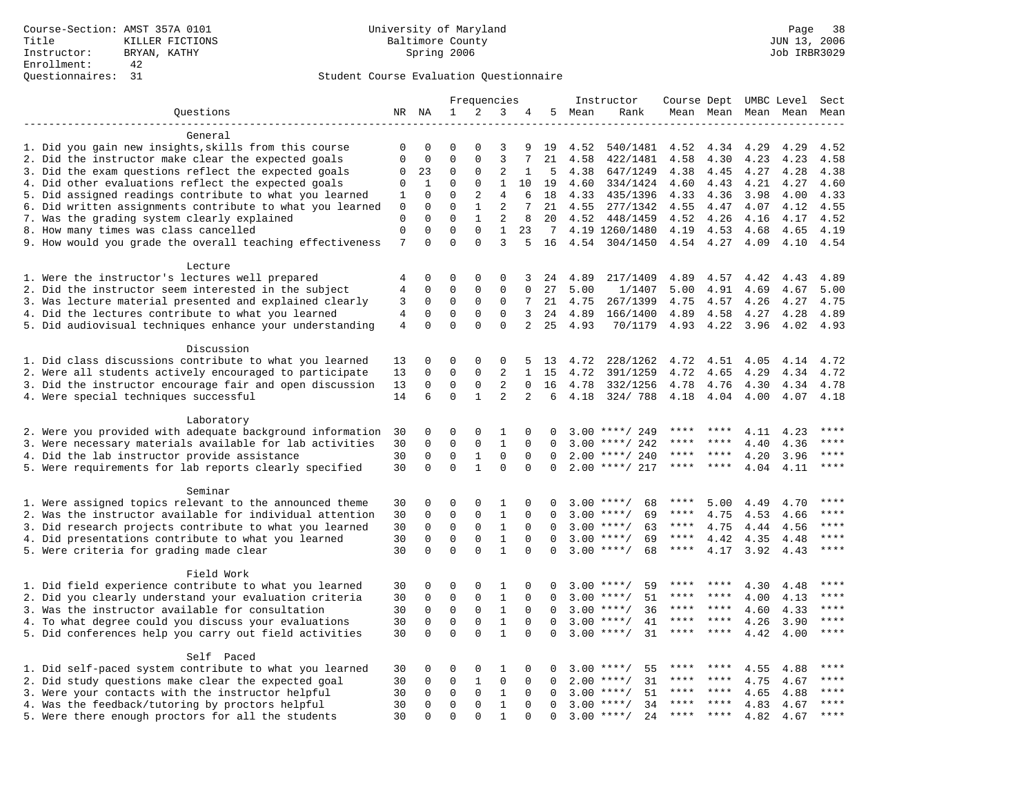Course-Section: AMST 357A 0101
Title: KILLER FICTIONS
Instructor: BRYAN, KATHY
Enrollment: 42
Questionnaires: 31

University of Maryland
Baltimore County
Spring 2006

Page 38
JUN 13, 2006
Job IRBR3029

Student Course Evaluation Questionnaire

| Questions | NR | NA | 1 | 2 | 3 | 4 | 5 | Instructor Mean | Instructor Rank | Course Mean | Dept Mean | UMBC Level Mean | Level Mean | Sect Mean |
|---|---|---|---|---|---|---|---|---|---|---|---|---|---|---|
| **General** | | | | | | | | | | | | | | |
| 1. Did you gain new insights,skills from this course | 0 | 0 | 0 | 0 | 3 | 9 | 19 | 4.52 | 540/1481 | 4.52 | 4.34 | 4.29 | 4.29 | 4.52 |
| 2. Did the instructor make clear the expected goals | 0 | 0 | 0 | 0 | 3 | 7 | 21 | 4.58 | 422/1481 | 4.58 | 4.30 | 4.23 | 4.23 | 4.58 |
| 3. Did the exam questions reflect the expected goals | 0 | 23 | 0 | 0 | 2 | 1 | 5 | 4.38 | 647/1249 | 4.38 | 4.45 | 4.27 | 4.28 | 4.38 |
| 4. Did other evaluations reflect the expected goals | 0 | 1 | 0 | 0 | 1 | 10 | 19 | 4.60 | 334/1424 | 4.60 | 4.43 | 4.21 | 4.27 | 4.60 |
| 5. Did assigned readings contribute to what you learned | 1 | 0 | 0 | 2 | 4 | 6 | 18 | 4.33 | 435/1396 | 4.33 | 4.36 | 3.98 | 4.00 | 4.33 |
| 6. Did written assignments contribute to what you learned | 0 | 0 | 0 | 1 | 2 | 7 | 21 | 4.55 | 277/1342 | 4.55 | 4.47 | 4.07 | 4.12 | 4.55 |
| 7. Was the grading system clearly explained | 0 | 0 | 0 | 1 | 2 | 8 | 20 | 4.52 | 448/1459 | 4.52 | 4.26 | 4.16 | 4.17 | 4.52 |
| 8. How many times was class cancelled | 0 | 0 | 0 | 0 | 1 | 23 | 7 | 4.19 | 1260/1480 | 4.19 | 4.53 | 4.68 | 4.65 | 4.19 |
| 9. How would you grade the overall teaching effectiveness | 7 | 0 | 0 | 0 | 3 | 5 | 16 | 4.54 | 304/1450 | 4.54 | 4.27 | 4.09 | 4.10 | 4.54 |
| **Lecture** | | | | | | | | | | | | | | |
| 1. Were the instructor's lectures well prepared | 4 | 0 | 0 | 0 | 0 | 3 | 24 | 4.89 | 217/1409 | 4.89 | 4.57 | 4.42 | 4.43 | 4.89 |
| 2. Did the instructor seem interested in the subject | 4 | 0 | 0 | 0 | 0 | 0 | 27 | 5.00 | 1/1407 | 5.00 | 4.91 | 4.69 | 4.67 | 5.00 |
| 3. Was lecture material presented and explained clearly | 3 | 0 | 0 | 0 | 0 | 7 | 21 | 4.75 | 267/1399 | 4.75 | 4.57 | 4.26 | 4.27 | 4.75 |
| 4. Did the lectures contribute to what you learned | 4 | 0 | 0 | 0 | 0 | 3 | 24 | 4.89 | 166/1400 | 4.89 | 4.58 | 4.27 | 4.28 | 4.89 |
| 5. Did audiovisual techniques enhance your understanding | 4 | 0 | 0 | 0 | 0 | 2 | 25 | 4.93 | 70/1179 | 4.93 | 4.22 | 3.96 | 4.02 | 4.93 |
| **Discussion** | | | | | | | | | | | | | | |
| 1. Did class discussions contribute to what you learned | 13 | 0 | 0 | 0 | 0 | 5 | 13 | 4.72 | 228/1262 | 4.72 | 4.51 | 4.05 | 4.14 | 4.72 |
| 2. Were all students actively encouraged to participate | 13 | 0 | 0 | 0 | 2 | 1 | 15 | 4.72 | 391/1259 | 4.72 | 4.65 | 4.29 | 4.34 | 4.72 |
| 3. Did the instructor encourage fair and open discussion | 13 | 0 | 0 | 0 | 2 | 0 | 16 | 4.78 | 332/1256 | 4.78 | 4.76 | 4.30 | 4.34 | 4.78 |
| 4. Were special techniques successful | 14 | 6 | 0 | 1 | 2 | 2 | 6 | 4.18 | 324/ 788 | 4.18 | 4.04 | 4.00 | 4.07 | 4.18 |
| **Laboratory** | | | | | | | | | | | | | | |
| 2. Were you provided with adequate background information | 30 | 0 | 0 | 0 | 1 | 0 | 0 | 3.00 | ****/ 249 | **** | **** | 4.11 | 4.23 | **** |
| 3. Were necessary materials available for lab activities | 30 | 0 | 0 | 0 | 1 | 0 | 0 | 3.00 | ****/ 242 | **** | **** | 4.40 | 4.36 | **** |
| 4. Did the lab instructor provide assistance | 30 | 0 | 0 | 1 | 0 | 0 | 0 | 2.00 | ****/ 240 | **** | **** | 4.20 | 3.96 | **** |
| 5. Were requirements for lab reports clearly specified | 30 | 0 | 0 | 1 | 0 | 0 | 0 | 2.00 | ****/ 217 | **** | **** | 4.04 | 4.11 | **** |
| **Seminar** | | | | | | | | | | | | | | |
| 1. Were assigned topics relevant to the announced theme | 30 | 0 | 0 | 0 | 1 | 0 | 0 | 3.00 | ****/ 68 | **** | 5.00 | 4.49 | 4.70 | **** |
| 2. Was the instructor available for individual attention | 30 | 0 | 0 | 0 | 1 | 0 | 0 | 3.00 | ****/ 69 | **** | 4.75 | 4.53 | 4.66 | **** |
| 3. Did research projects contribute to what you learned | 30 | 0 | 0 | 0 | 1 | 0 | 0 | 3.00 | ****/ 63 | **** | 4.75 | 4.44 | 4.56 | **** |
| 4. Did presentations contribute to what you learned | 30 | 0 | 0 | 0 | 1 | 0 | 0 | 3.00 | ****/ 69 | **** | 4.42 | 4.35 | 4.48 | **** |
| 5. Were criteria for grading made clear | 30 | 0 | 0 | 0 | 1 | 0 | 0 | 3.00 | ****/ 68 | **** | 4.17 | 3.92 | 4.43 | **** |
| **Field Work** | | | | | | | | | | | | | | |
| 1. Did field experience contribute to what you learned | 30 | 0 | 0 | 0 | 1 | 0 | 0 | 3.00 | ****/ 59 | **** | **** | 4.30 | 4.48 | **** |
| 2. Did you clearly understand your evaluation criteria | 30 | 0 | 0 | 0 | 1 | 0 | 0 | 3.00 | ****/ 51 | **** | **** | 4.00 | 4.13 | **** |
| 3. Was the instructor available for consultation | 30 | 0 | 0 | 0 | 1 | 0 | 0 | 3.00 | ****/ 36 | **** | **** | 4.60 | 4.33 | **** |
| 4. To what degree could you discuss your evaluations | 30 | 0 | 0 | 0 | 1 | 0 | 0 | 3.00 | ****/ 41 | **** | **** | 4.26 | 3.90 | **** |
| 5. Did conferences help you carry out field activities | 30 | 0 | 0 | 0 | 1 | 0 | 0 | 3.00 | ****/ 31 | **** | **** | 4.42 | 4.00 | **** |
| **Self Paced** | | | | | | | | | | | | | | |
| 1. Did self-paced system contribute to what you learned | 30 | 0 | 0 | 0 | 1 | 0 | 0 | 3.00 | ****/ 55 | **** | **** | 4.55 | 4.88 | **** |
| 2. Did study questions make clear the expected goal | 30 | 0 | 0 | 1 | 0 | 0 | 0 | 2.00 | ****/ 31 | **** | **** | 4.75 | 4.67 | **** |
| 3. Were your contacts with the instructor helpful | 30 | 0 | 0 | 0 | 1 | 0 | 0 | 3.00 | ****/ 51 | **** | **** | 4.65 | 4.88 | **** |
| 4. Was the feedback/tutoring by proctors helpful | 30 | 0 | 0 | 0 | 1 | 0 | 0 | 3.00 | ****/ 34 | **** | **** | 4.83 | 4.67 | **** |
| 5. Were there enough proctors for all the students | 30 | 0 | 0 | 0 | 1 | 0 | 0 | 3.00 | ****/ 24 | **** | **** | 4.82 | 4.67 | **** |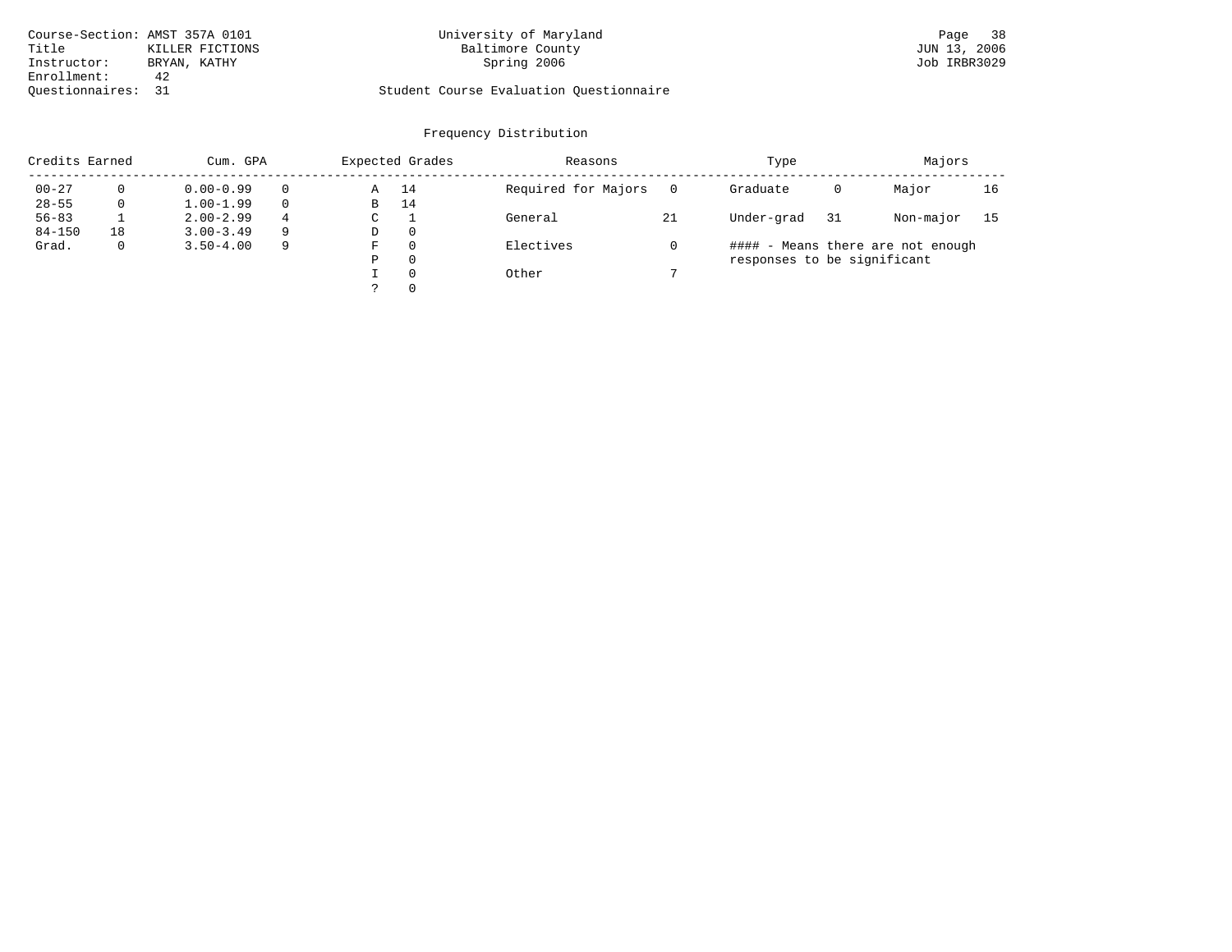Course-Section: AMST 357A 0101
Title: KILLER FICTIONS
Instructor: BRYAN, KATHY
Enrollment: 42
Questionnaires: 31

University of Maryland
Baltimore County
Spring 2006

Student Course Evaluation Questionnaire

JUN 13, 2006
Job IRBR3029

## Frequency Distribution

| Credits Earned | | Cum. GPA | | Expected Grades | | Reasons | | Type | | Majors | |
|---|---|---|---|---|---|---|---|---|---|---|---|
| 00-27 | 0 | 0.00-0.99 | 0 | A | 14 | Required for Majors | 0 | Graduate | 0 | Major | 16 |
| 28-55 | 0 | 1.00-1.99 | 0 | B | 14 | | | | | | |
| 56-83 | 1 | 2.00-2.99 | 4 | C | 1 | General | 21 | Under-grad | 31 | Non-major | 15 |
| 84-150 | 18 | 3.00-3.49 | 9 | D | 0 | | | | | | |
| Grad. | 0 | 3.50-4.00 | 9 | F | 0 | Electives | 0 | | | | |
| | | | | P | 0 | | | | | | |
| | | | | I | 0 | Other | 7 | | | | |
| | | | | ? | 0 | | | | | | |

#### - Means there are not enough responses to be significant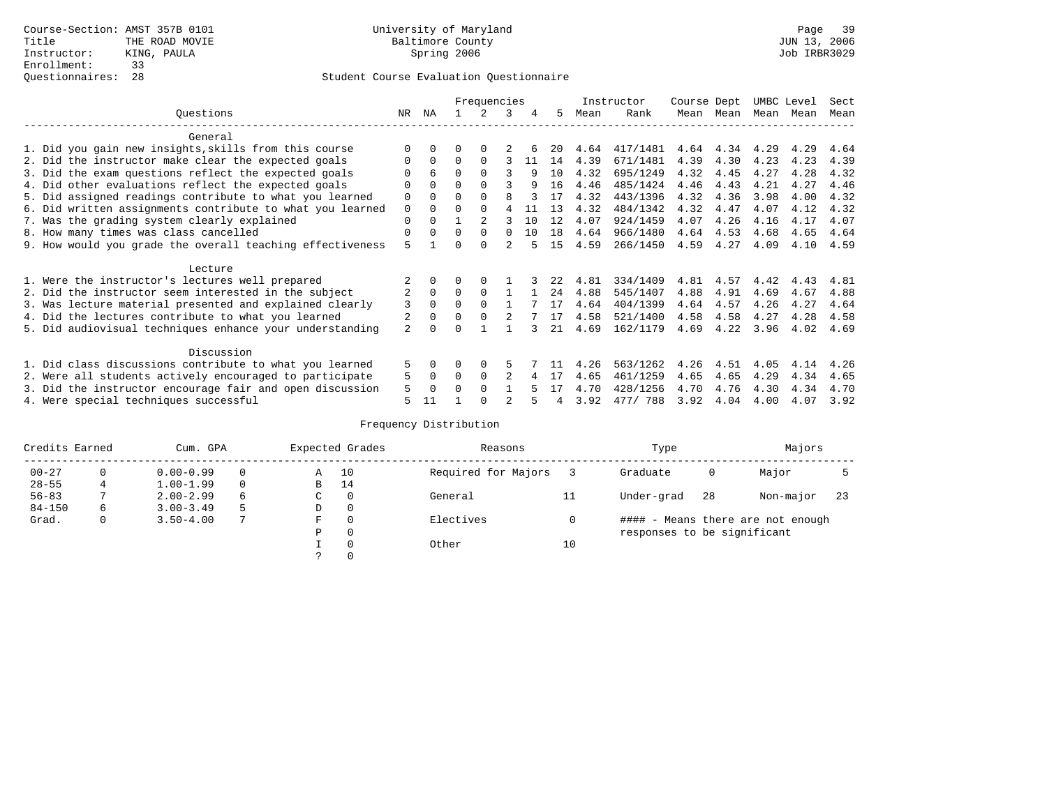Course-Section: AMST 357B 0101
Title: THE ROAD MOVIE
Instructor: KING, PAULA
Enrollment: 33
Questionnaires: 28

University of Maryland
Baltimore County
Spring 2006

JUN 13, 2006
Job IRBR3029

## Student Course Evaluation Questionnaire

| Questions | NR | NA | 1 | 2 | 3 | 4 | 5 | Instructor Mean | Instructor Rank | Course Mean | Dept Mean | UMBC Mean | Level Mean | Sect Mean |
|---|---|---|---|---|---|---|---|---|---|---|---|---|---|---|
| **General** | | | | | | | | | | | | | | |
| 1. Did you gain new insights,skills from this course | 0 | 0 | 0 | 0 | 2 | 6 | 20 | 4.64 | 417/1481 | 4.64 | 4.34 | 4.29 | 4.29 | 4.64 |
| 2. Did the instructor make clear the expected goals | 0 | 0 | 0 | 0 | 3 | 11 | 14 | 4.39 | 671/1481 | 4.39 | 4.30 | 4.23 | 4.23 | 4.39 |
| 3. Did the exam questions reflect the expected goals | 0 | 6 | 0 | 0 | 3 | 9 | 10 | 4.32 | 695/1249 | 4.32 | 4.45 | 4.27 | 4.28 | 4.32 |
| 4. Did other evaluations reflect the expected goals | 0 | 0 | 0 | 0 | 3 | 9 | 16 | 4.46 | 485/1424 | 4.46 | 4.43 | 4.21 | 4.27 | 4.46 |
| 5. Did assigned readings contribute to what you learned | 0 | 0 | 0 | 0 | 8 | 3 | 17 | 4.32 | 443/1396 | 4.32 | 4.36 | 3.98 | 4.00 | 4.32 |
| 6. Did written assignments contribute to what you learned | 0 | 0 | 0 | 0 | 4 | 11 | 13 | 4.32 | 484/1342 | 4.32 | 4.47 | 4.07 | 4.12 | 4.32 |
| 7. Was the grading system clearly explained | 0 | 0 | 1 | 2 | 3 | 10 | 12 | 4.07 | 924/1459 | 4.07 | 4.26 | 4.16 | 4.17 | 4.07 |
| 8. How many times was class cancelled | 0 | 0 | 0 | 0 | 0 | 10 | 18 | 4.64 | 966/1480 | 4.64 | 4.53 | 4.68 | 4.65 | 4.64 |
| 9. How would you grade the overall teaching effectiveness | 5 | 1 | 0 | 0 | 2 | 5 | 15 | 4.59 | 266/1450 | 4.59 | 4.27 | 4.09 | 4.10 | 4.59 |
| **Lecture** | | | | | | | | | | | | | | |
| 1. Were the instructor's lectures well prepared | 2 | 0 | 0 | 0 | 1 | 3 | 22 | 4.81 | 334/1409 | 4.81 | 4.57 | 4.42 | 4.43 | 4.81 |
| 2. Did the instructor seem interested in the subject | 2 | 0 | 0 | 0 | 1 | 1 | 24 | 4.88 | 545/1407 | 4.88 | 4.91 | 4.69 | 4.67 | 4.88 |
| 3. Was lecture material presented and explained clearly | 3 | 0 | 0 | 0 | 1 | 7 | 17 | 4.64 | 404/1399 | 4.64 | 4.57 | 4.26 | 4.27 | 4.64 |
| 4. Did the lectures contribute to what you learned | 2 | 0 | 0 | 0 | 2 | 7 | 17 | 4.58 | 521/1400 | 4.58 | 4.58 | 4.27 | 4.28 | 4.58 |
| 5. Did audiovisual techniques enhance your understanding | 2 | 0 | 0 | 1 | 1 | 3 | 21 | 4.69 | 162/1179 | 4.69 | 4.22 | 3.96 | 4.02 | 4.69 |
| **Discussion** | | | | | | | | | | | | | | |
| 1. Did class discussions contribute to what you learned | 5 | 0 | 0 | 0 | 5 | 7 | 11 | 4.26 | 563/1262 | 4.26 | 4.51 | 4.05 | 4.14 | 4.26 |
| 2. Were all students actively encouraged to participate | 5 | 0 | 0 | 0 | 2 | 4 | 17 | 4.65 | 461/1259 | 4.65 | 4.65 | 4.29 | 4.34 | 4.65 |
| 3. Did the instructor encourage fair and open discussion | 5 | 0 | 0 | 0 | 1 | 5 | 17 | 4.70 | 428/1256 | 4.70 | 4.76 | 4.30 | 4.34 | 4.70 |
| 4. Were special techniques successful | 5 | 11 | 1 | 0 | 2 | 5 | 4 | 3.92 | 477/ 788 | 3.92 | 4.04 | 4.00 | 4.07 | 3.92 |

### Frequency Distribution

| Credits Earned | | Cum. GPA | | Expected Grades | | Reasons | | Type | | Majors | |
|---|---|---|---|---|---|---|---|---|---|---|---|
| 00-27 | 0 | 0.00-0.99 | 0 | A | 10 | Required for Majors | 3 | Graduate | 0 | Major | 5 |
| 28-55 | 4 | 1.00-1.99 | 0 | B | 14 | | | | | | |
| 56-83 | 7 | 2.00-2.99 | 6 | C | 0 | General | 11 | Under-grad | 28 | Non-major | 23 |
| 84-150 | 6 | 3.00-3.49 | 5 | D | 0 | | | | | | |
| Grad. | 0 | 3.50-4.00 | 7 | F | 0 | Electives | 0 | | | | |
| | | | | P | 0 | | | | | | |
| | | | | I | 0 | Other | 10 | | | | |
| | | | | ? | 0 | | | | | | |

#### - Means there are not enough responses to be significant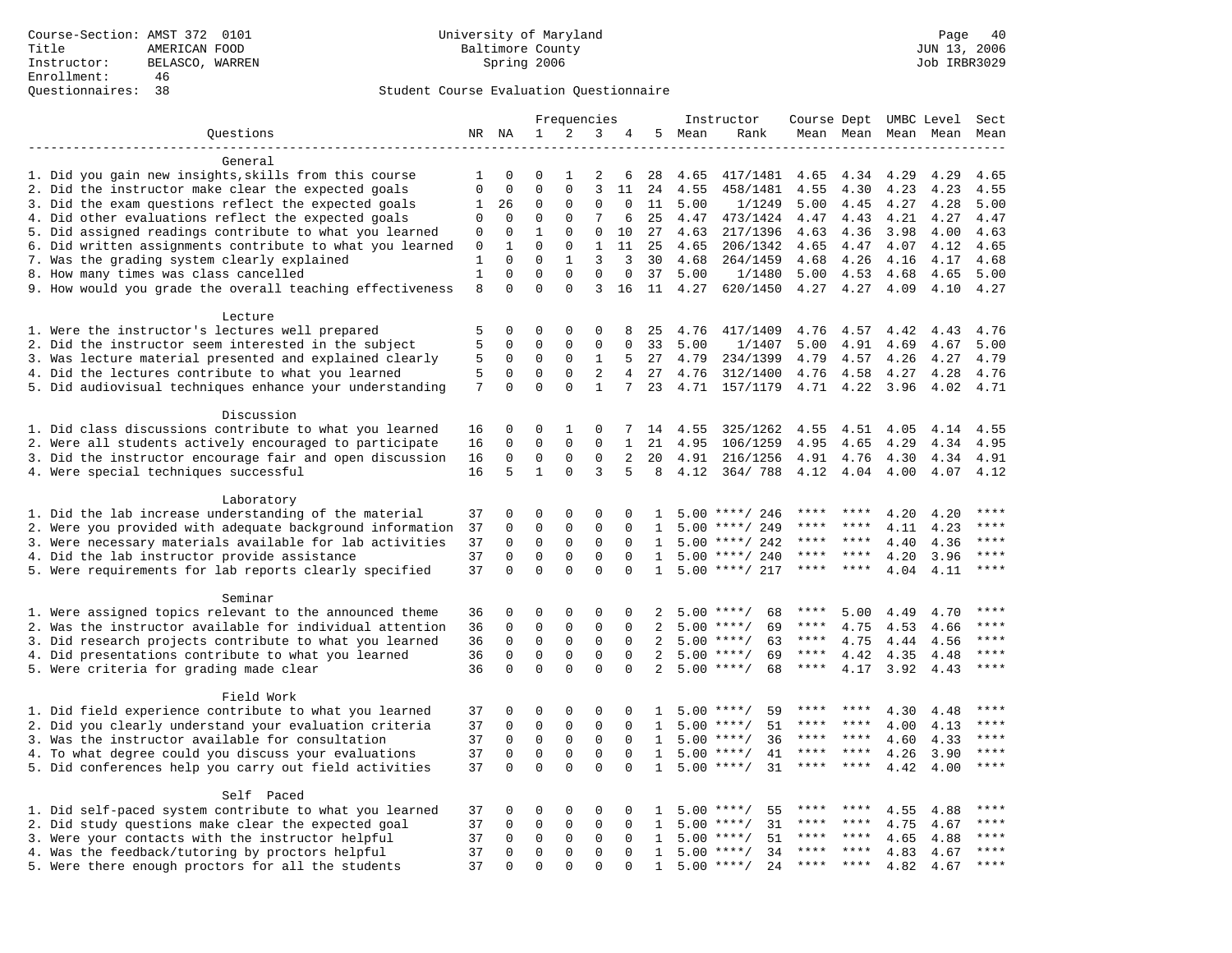Course-Section: AMST 372 0101
Title: AMERICAN FOOD
Instructor: BELASCO, WARREN
Enrollment: 46
Questionnaires: 38

University of Maryland
Baltimore County
Spring 2006

JUN 13, 2006
Job IRBR3029

Student Course Evaluation Questionnaire

| Questions | NR | NA | 1 | 2 | 3 | 4 | 5 | Instructor Mean | Instructor Rank | Course Mean | Dept Mean | UMBC Mean | Level Mean | Sect Mean |
|---|---|---|---|---|---|---|---|---|---|---|---|---|---|---|
| **General** | | | | | | | | | | | | | | |
| 1. Did you gain new insights,skills from this course | 1 | 0 | 0 | 1 | 2 | 6 | 28 | 4.65 | 417/1481 | 4.65 | 4.34 | 4.29 | 4.29 | 4.65 |
| 2. Did the instructor make clear the expected goals | 0 | 0 | 0 | 0 | 3 | 11 | 24 | 4.55 | 458/1481 | 4.55 | 4.30 | 4.23 | 4.23 | 4.55 |
| 3. Did the exam questions reflect the expected goals | 1 | 26 | 0 | 0 | 0 | 0 | 11 | 5.00 | 1/1249 | 5.00 | 4.45 | 4.27 | 4.28 | 5.00 |
| 4. Did other evaluations reflect the expected goals | 0 | 0 | 0 | 0 | 7 | 6 | 25 | 4.47 | 473/1424 | 4.47 | 4.43 | 4.21 | 4.27 | 4.47 |
| 5. Did assigned readings contribute to what you learned | 0 | 0 | 1 | 0 | 0 | 10 | 27 | 4.63 | 217/1396 | 4.63 | 4.36 | 3.98 | 4.00 | 4.63 |
| 6. Did written assignments contribute to what you learned | 0 | 1 | 0 | 0 | 1 | 11 | 25 | 4.65 | 206/1342 | 4.65 | 4.47 | 4.07 | 4.12 | 4.65 |
| 7. Was the grading system clearly explained | 1 | 0 | 0 | 1 | 3 | 3 | 30 | 4.68 | 264/1459 | 4.68 | 4.26 | 4.16 | 4.17 | 4.68 |
| 8. How many times was class cancelled | 1 | 0 | 0 | 0 | 0 | 0 | 37 | 5.00 | 1/1480 | 5.00 | 4.53 | 4.68 | 4.65 | 5.00 |
| 9. How would you grade the overall teaching effectiveness | 8 | 0 | 0 | 0 | 3 | 16 | 11 | 4.27 | 620/1450 | 4.27 | 4.27 | 4.09 | 4.10 | 4.27 |
| **Lecture** | | | | | | | | | | | | | | |
| 1. Were the instructor's lectures well prepared | 5 | 0 | 0 | 0 | 0 | 8 | 25 | 4.76 | 417/1409 | 4.76 | 4.57 | 4.42 | 4.43 | 4.76 |
| 2. Did the instructor seem interested in the subject | 5 | 0 | 0 | 0 | 0 | 0 | 33 | 5.00 | 1/1407 | 5.00 | 4.91 | 4.69 | 4.67 | 5.00 |
| 3. Was lecture material presented and explained clearly | 5 | 0 | 0 | 0 | 1 | 5 | 27 | 4.79 | 234/1399 | 4.79 | 4.57 | 4.26 | 4.27 | 4.79 |
| 4. Did the lectures contribute to what you learned | 5 | 0 | 0 | 0 | 2 | 4 | 27 | 4.76 | 312/1400 | 4.76 | 4.58 | 4.27 | 4.28 | 4.76 |
| 5. Did audiovisual techniques enhance your understanding | 7 | 0 | 0 | 0 | 1 | 7 | 23 | 4.71 | 157/1179 | 4.71 | 4.22 | 3.96 | 4.02 | 4.71 |
| **Discussion** | | | | | | | | | | | | | | |
| 1. Did class discussions contribute to what you learned | 16 | 0 | 0 | 1 | 0 | 7 | 14 | 4.55 | 325/1262 | 4.55 | 4.51 | 4.05 | 4.14 | 4.55 |
| 2. Were all students actively encouraged to participate | 16 | 0 | 0 | 0 | 0 | 1 | 21 | 4.95 | 106/1259 | 4.95 | 4.65 | 4.29 | 4.34 | 4.95 |
| 3. Did the instructor encourage fair and open discussion | 16 | 0 | 0 | 0 | 0 | 2 | 20 | 4.91 | 216/1256 | 4.91 | 4.76 | 4.30 | 4.34 | 4.91 |
| 4. Were special techniques successful | 16 | 5 | 1 | 0 | 3 | 5 | 8 | 4.12 | 364/ 788 | 4.12 | 4.04 | 4.00 | 4.07 | 4.12 |
| **Laboratory** | | | | | | | | | | | | | | |
| 1. Did the lab increase understanding of the material | 37 | 0 | 0 | 0 | 0 | 0 | 1 | 5.00 | ****/ 246 | **** | **** | 4.20 | 4.20 | **** |
| 2. Were you provided with adequate background information | 37 | 0 | 0 | 0 | 0 | 0 | 1 | 5.00 | ****/ 249 | **** | **** | 4.11 | 4.23 | **** |
| 3. Were necessary materials available for lab activities | 37 | 0 | 0 | 0 | 0 | 0 | 1 | 5.00 | ****/ 242 | **** | **** | 4.40 | 4.36 | **** |
| 4. Did the lab instructor provide assistance | 37 | 0 | 0 | 0 | 0 | 0 | 1 | 5.00 | ****/ 240 | **** | **** | 4.20 | 3.96 | **** |
| 5. Were requirements for lab reports clearly specified | 37 | 0 | 0 | 0 | 0 | 0 | 1 | 5.00 | ****/ 217 | **** | **** | 4.04 | 4.11 | **** |
| **Seminar** | | | | | | | | | | | | | | |
| 1. Were assigned topics relevant to the announced theme | 36 | 0 | 0 | 0 | 0 | 0 | 2 | 5.00 | ****/ 68 | **** | 5.00 | 4.49 | 4.70 | **** |
| 2. Was the instructor available for individual attention | 36 | 0 | 0 | 0 | 0 | 0 | 2 | 5.00 | ****/ 69 | **** | 4.75 | 4.53 | 4.66 | **** |
| 3. Did research projects contribute to what you learned | 36 | 0 | 0 | 0 | 0 | 0 | 2 | 5.00 | ****/ 63 | **** | 4.75 | 4.44 | 4.56 | **** |
| 4. Did presentations contribute to what you learned | 36 | 0 | 0 | 0 | 0 | 0 | 2 | 5.00 | ****/ 69 | **** | 4.42 | 4.35 | 4.48 | **** |
| 5. Were criteria for grading made clear | 36 | 0 | 0 | 0 | 0 | 0 | 2 | 5.00 | ****/ 68 | **** | 4.17 | 3.92 | 4.43 | **** |
| **Field Work** | | | | | | | | | | | | | | |
| 1. Did field experience contribute to what you learned | 37 | 0 | 0 | 0 | 0 | 0 | 1 | 5.00 | ****/ 59 | **** | **** | 4.30 | 4.48 | **** |
| 2. Did you clearly understand your evaluation criteria | 37 | 0 | 0 | 0 | 0 | 0 | 1 | 5.00 | ****/ 51 | **** | **** | 4.00 | 4.13 | **** |
| 3. Was the instructor available for consultation | 37 | 0 | 0 | 0 | 0 | 0 | 1 | 5.00 | ****/ 36 | **** | **** | 4.60 | 4.33 | **** |
| 4. To what degree could you discuss your evaluations | 37 | 0 | 0 | 0 | 0 | 0 | 1 | 5.00 | ****/ 41 | **** | **** | 4.26 | 3.90 | **** |
| 5. Did conferences help you carry out field activities | 37 | 0 | 0 | 0 | 0 | 0 | 1 | 5.00 | ****/ 31 | **** | **** | 4.42 | 4.00 | **** |
| **Self Paced** | | | | | | | | | | | | | | |
| 1. Did self-paced system contribute to what you learned | 37 | 0 | 0 | 0 | 0 | 0 | 1 | 5.00 | ****/ 55 | **** | **** | 4.55 | 4.88 | **** |
| 2. Did study questions make clear the expected goal | 37 | 0 | 0 | 0 | 0 | 0 | 1 | 5.00 | ****/ 31 | **** | **** | 4.75 | 4.67 | **** |
| 3. Were your contacts with the instructor helpful | 37 | 0 | 0 | 0 | 0 | 0 | 1 | 5.00 | ****/ 51 | **** | **** | 4.65 | 4.88 | **** |
| 4. Was the feedback/tutoring by proctors helpful | 37 | 0 | 0 | 0 | 0 | 0 | 1 | 5.00 | ****/ 34 | **** | **** | 4.83 | 4.67 | **** |
| 5. Were there enough proctors for all the students | 37 | 0 | 0 | 0 | 0 | 0 | 1 | 5.00 | ****/ 24 | **** | **** | 4.82 | 4.67 | **** |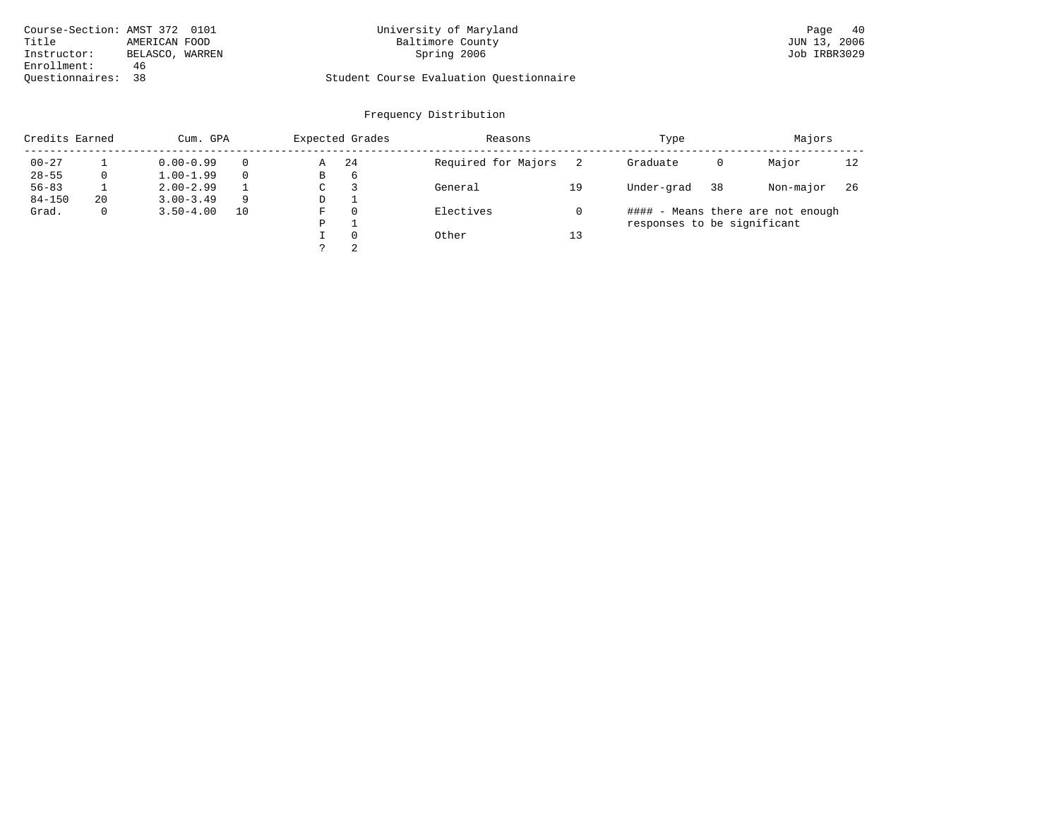Course-Section: AMST 372 0101
Title: AMERICAN FOOD
Instructor: BELASCO, WARREN
Enrollment: 46
Questionnaires: 38

University of Maryland
Baltimore County
Spring 2006

JUN 13, 2006
Job IRBR3029

Student Course Evaluation Questionnaire

## Frequency Distribution

| Credits Earned | | Cum. GPA | | Expected Grades | | Reasons | | Type | | Majors | |
|---|---|---|---|---|---|---|---|---|---|---|---|
| 00-27 | 1 | 0.00-0.99 | 0 | A | 24 | Required for Majors | 2 | Graduate | 0 | Major | 12 |
| 28-55 | 0 | 1.00-1.99 | 0 | B | 6 | | | | | | |
| 56-83 | 1 | 2.00-2.99 | 1 | C | 3 | General | 19 | Under-grad | 38 | Non-major | 26 |
| 84-150 | 20 | 3.00-3.49 | 9 | D | 1 | | | | | | |
| Grad. | 0 | 3.50-4.00 | 10 | F | 0 | Electives | 0 | | | | |
| | | | | P | 1 | | | | | | |
| | | | | I | 0 | Other | 13 | | | | |
| | | | | ? | 2 | | | | | | |

#### - Means there are not enough responses to be significant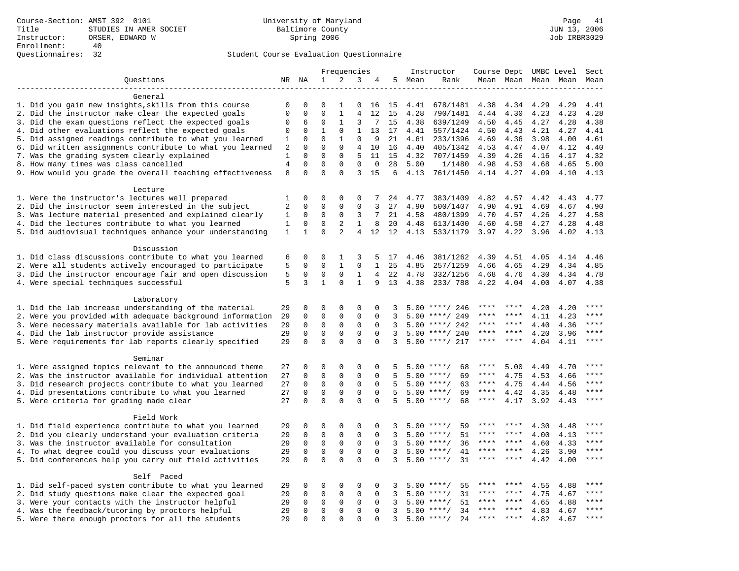Course-Section: AMST 392 0101
Title: STUDIES IN AMER SOCIET
Instructor: ORSER, EDWARD W
Enrollment: 40
Questionnaires: 32

University of Maryland
Baltimore County
Spring 2006

JUN 13, 2006
Job IRBR3029

## Student Course Evaluation Questionnaire

| Questions | NR | NA | 1 | 2 | 3 | 4 | 5 | Instructor Mean | Instructor Rank | Course Mean | Dept Mean | UMBC Level Mean | Level Mean | Sect Mean |
|---|---|---|---|---|---|---|---|---|---|---|---|---|---|---|
| **General** | | | | | | | | | | | | | | |
| 1. Did you gain new insights,skills from this course | 0 | 0 | 0 | 1 | 0 | 16 | 15 | 4.41 | 678/1481 | 4.38 | 4.34 | 4.29 | 4.29 | 4.41 |
| 2. Did the instructor make clear the expected goals | 0 | 0 | 0 | 1 | 4 | 12 | 15 | 4.28 | 790/1481 | 4.44 | 4.30 | 4.23 | 4.23 | 4.28 |
| 3. Did the exam questions reflect the expected goals | 0 | 6 | 0 | 1 | 3 | 7 | 15 | 4.38 | 639/1249 | 4.50 | 4.45 | 4.27 | 4.28 | 4.38 |
| 4. Did other evaluations reflect the expected goals | 0 | 0 | 1 | 0 | 1 | 13 | 17 | 4.41 | 557/1424 | 4.50 | 4.43 | 4.21 | 4.27 | 4.41 |
| 5. Did assigned readings contribute to what you learned | 1 | 0 | 0 | 1 | 0 | 9 | 21 | 4.61 | 233/1396 | 4.69 | 4.36 | 3.98 | 4.00 | 4.61 |
| 6. Did written assignments contribute to what you learned | 2 | 0 | 0 | 0 | 4 | 10 | 16 | 4.40 | 405/1342 | 4.53 | 4.47 | 4.07 | 4.12 | 4.40 |
| 7. Was the grading system clearly explained | 1 | 0 | 0 | 0 | 5 | 11 | 15 | 4.32 | 707/1459 | 4.39 | 4.26 | 4.16 | 4.17 | 4.32 |
| 8. How many times was class cancelled | 4 | 0 | 0 | 0 | 0 | 0 | 28 | 5.00 | 1/1480 | 4.98 | 4.53 | 4.68 | 4.65 | 5.00 |
| 9. How would you grade the overall teaching effectiveness | 8 | 0 | 0 | 0 | 3 | 15 | 6 | 4.13 | 761/1450 | 4.14 | 4.27 | 4.09 | 4.10 | 4.13 |
| **Lecture** | | | | | | | | | | | | | | |
| 1. Were the instructor's lectures well prepared | 1 | 0 | 0 | 0 | 0 | 7 | 24 | 4.77 | 383/1409 | 4.82 | 4.57 | 4.42 | 4.43 | 4.77 |
| 2. Did the instructor seem interested in the subject | 2 | 0 | 0 | 0 | 0 | 3 | 27 | 4.90 | 500/1407 | 4.90 | 4.91 | 4.69 | 4.67 | 4.90 |
| 3. Was lecture material presented and explained clearly | 1 | 0 | 0 | 0 | 3 | 7 | 21 | 4.58 | 480/1399 | 4.70 | 4.57 | 4.26 | 4.27 | 4.58 |
| 4. Did the lectures contribute to what you learned | 1 | 0 | 0 | 2 | 1 | 8 | 20 | 4.48 | 613/1400 | 4.60 | 4.58 | 4.27 | 4.28 | 4.48 |
| 5. Did audiovisual techniques enhance your understanding | 1 | 1 | 0 | 2 | 4 | 12 | 12 | 4.13 | 533/1179 | 3.97 | 4.22 | 3.96 | 4.02 | 4.13 |
| **Discussion** | | | | | | | | | | | | | | |
| 1. Did class discussions contribute to what you learned | 6 | 0 | 0 | 1 | 3 | 5 | 17 | 4.46 | 381/1262 | 4.39 | 4.51 | 4.05 | 4.14 | 4.46 |
| 2. Were all students actively encouraged to participate | 5 | 0 | 0 | 1 | 0 | 1 | 25 | 4.85 | 257/1259 | 4.66 | 4.65 | 4.29 | 4.34 | 4.85 |
| 3. Did the instructor encourage fair and open discussion | 5 | 0 | 0 | 0 | 1 | 4 | 22 | 4.78 | 332/1256 | 4.68 | 4.76 | 4.30 | 4.34 | 4.78 |
| 4. Were special techniques successful | 5 | 3 | 1 | 0 | 1 | 9 | 13 | 4.38 | 233/ 788 | 4.22 | 4.04 | 4.00 | 4.07 | 4.38 |
| **Laboratory** | | | | | | | | | | | | | | |
| 1. Did the lab increase understanding of the material | 29 | 0 | 0 | 0 | 0 | 0 | 3 | 5.00 | ****/ 246 | **** | **** | 4.20 | 4.20 | **** |
| 2. Were you provided with adequate background information | 29 | 0 | 0 | 0 | 0 | 0 | 3 | 5.00 | ****/ 249 | **** | **** | 4.11 | 4.23 | **** |
| 3. Were necessary materials available for lab activities | 29 | 0 | 0 | 0 | 0 | 0 | 3 | 5.00 | ****/ 242 | **** | **** | 4.40 | 4.36 | **** |
| 4. Did the lab instructor provide assistance | 29 | 0 | 0 | 0 | 0 | 0 | 3 | 5.00 | ****/ 240 | **** | **** | 4.20 | 3.96 | **** |
| 5. Were requirements for lab reports clearly specified | 29 | 0 | 0 | 0 | 0 | 0 | 3 | 5.00 | ****/ 217 | **** | **** | 4.04 | 4.11 | **** |
| **Seminar** | | | | | | | | | | | | | | |
| 1. Were assigned topics relevant to the announced theme | 27 | 0 | 0 | 0 | 0 | 0 | 5 | 5.00 | ****/ 68 | **** | 5.00 | 4.49 | 4.70 | **** |
| 2. Was the instructor available for individual attention | 27 | 0 | 0 | 0 | 0 | 0 | 5 | 5.00 | ****/ 69 | **** | 4.75 | 4.53 | 4.66 | **** |
| 3. Did research projects contribute to what you learned | 27 | 0 | 0 | 0 | 0 | 0 | 5 | 5.00 | ****/ 63 | **** | 4.75 | 4.44 | 4.56 | **** |
| 4. Did presentations contribute to what you learned | 27 | 0 | 0 | 0 | 0 | 0 | 5 | 5.00 | ****/ 69 | **** | 4.42 | 4.35 | 4.48 | **** |
| 5. Were criteria for grading made clear | 27 | 0 | 0 | 0 | 0 | 0 | 5 | 5.00 | ****/ 68 | **** | 4.17 | 3.92 | 4.43 | **** |
| **Field Work** | | | | | | | | | | | | | | |
| 1. Did field experience contribute to what you learned | 29 | 0 | 0 | 0 | 0 | 0 | 3 | 5.00 | ****/ 59 | **** | **** | 4.30 | 4.48 | **** |
| 2. Did you clearly understand your evaluation criteria | 29 | 0 | 0 | 0 | 0 | 0 | 3 | 5.00 | ****/ 51 | **** | **** | 4.00 | 4.13 | **** |
| 3. Was the instructor available for consultation | 29 | 0 | 0 | 0 | 0 | 0 | 3 | 5.00 | ****/ 36 | **** | **** | 4.60 | 4.33 | **** |
| 4. To what degree could you discuss your evaluations | 29 | 0 | 0 | 0 | 0 | 0 | 3 | 5.00 | ****/ 41 | **** | **** | 4.26 | 3.90 | **** |
| 5. Did conferences help you carry out field activities | 29 | 0 | 0 | 0 | 0 | 0 | 3 | 5.00 | ****/ 31 | **** | **** | 4.42 | 4.00 | **** |
| **Self Paced** | | | | | | | | | | | | | | |
| 1. Did self-paced system contribute to what you learned | 29 | 0 | 0 | 0 | 0 | 0 | 3 | 5.00 | ****/ 55 | **** | **** | 4.55 | 4.88 | **** |
| 2. Did study questions make clear the expected goal | 29 | 0 | 0 | 0 | 0 | 0 | 3 | 5.00 | ****/ 31 | **** | **** | 4.75 | 4.67 | **** |
| 3. Were your contacts with the instructor helpful | 29 | 0 | 0 | 0 | 0 | 0 | 3 | 5.00 | ****/ 51 | **** | **** | 4.65 | 4.88 | **** |
| 4. Was the feedback/tutoring by proctors helpful | 29 | 0 | 0 | 0 | 0 | 0 | 3 | 5.00 | ****/ 34 | **** | **** | 4.83 | 4.67 | **** |
| 5. Were there enough proctors for all the students | 29 | 0 | 0 | 0 | 0 | 0 | 3 | 5.00 | ****/ 24 | **** | **** | 4.82 | 4.67 | **** |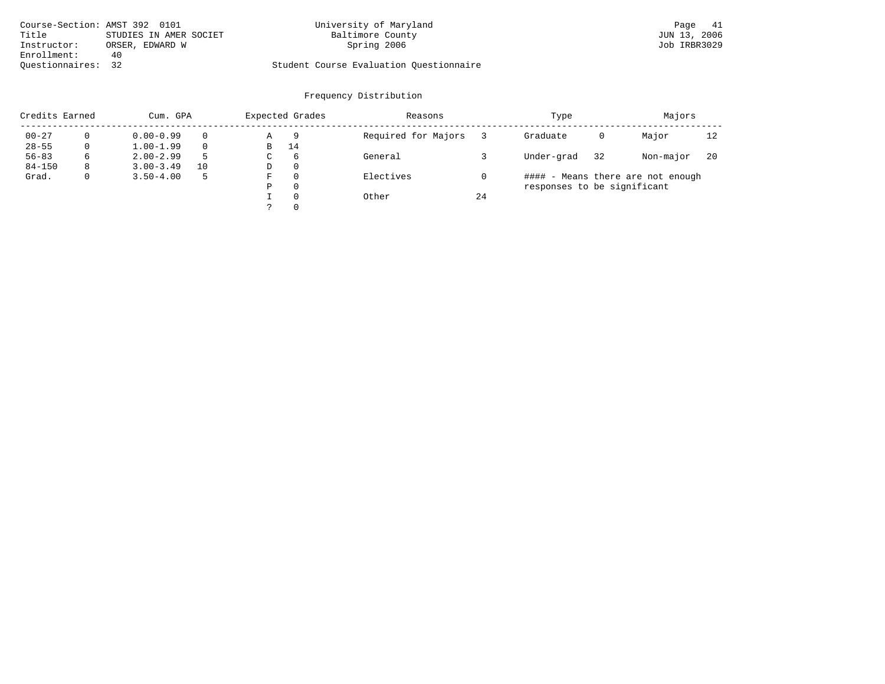Course-Section: AMST 392 0101
Title: STUDIES IN AMER SOCIET
Instructor: ORSER, EDWARD W
Enrollment: 40
Questionnaires: 32

University of Maryland
Baltimore County
Spring 2006

Student Course Evaluation Questionnaire

Frequency Distribution

| Credits Earned | | Cum. GPA | | Expected Grades | | Reasons | | Type | | Majors | |
|---|---|---|---|---|---|---|---|---|---|---|---|
| 00-27 | 0 | 0.00-0.99 | 0 | A | 9 | Required for Majors | 3 | Graduate | 0 | Major | 12 |
| 28-55 | 0 | 1.00-1.99 | 0 | B | 14 | | | | | | |
| 56-83 | 6 | 2.00-2.99 | 5 | C | 6 | General | 3 | Under-grad | 32 | Non-major | 20 |
| 84-150 | 8 | 3.00-3.49 | 10 | D | 0 | | | | | | |
| Grad. | 0 | 3.50-4.00 | 5 | F | 0 | Electives | 0 | | | | |
| | | | | P | 0 | | | | | | |
| | | | | I | 0 | Other | 24 | | | | |
| | | | | ? | 0 | | | | | | |

#### - Means there are not enough responses to be significant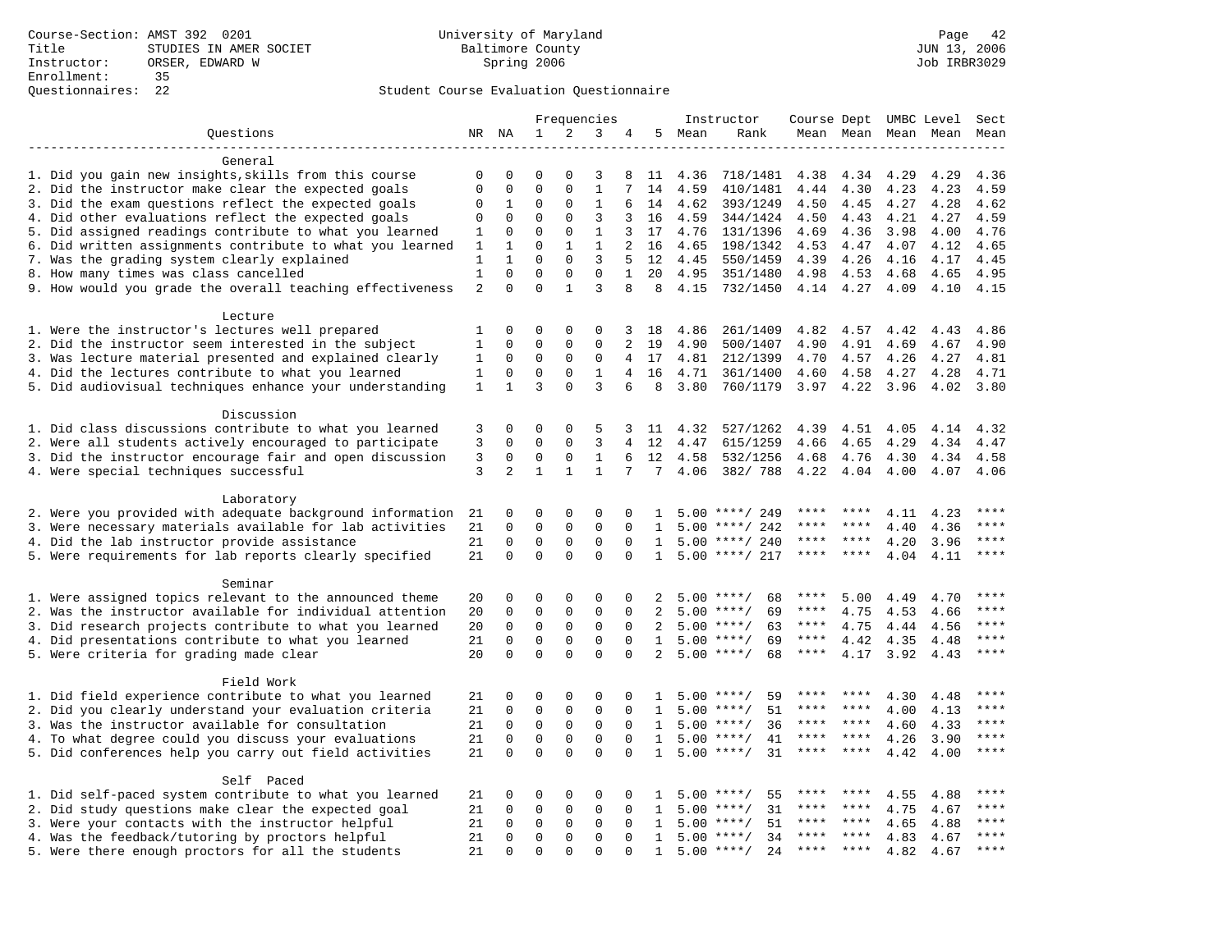Course-Section: AMST 392 0201
Title: STUDIES IN AMER SOCIET
Instructor: ORSER, EDWARD W
Enrollment: 35
Questionnaires: 22

University of Maryland
Baltimore County
Spring 2006

JUN 13, 2006
Job IRBR3029

## Student Course Evaluation Questionnaire

| Questions | NR | NA | 1 | 2 | 3 | 4 | 5 | Instructor Mean | Instructor Rank | Course Mean | Dept Mean | UMBC Level Mean | Level Mean | Sect Mean |
|---|---|---|---|---|---|---|---|---|---|---|---|---|---|---|
| **General** | | | | | | | | | | | | | | |
| 1. Did you gain new insights,skills from this course | 0 | 0 | 0 | 0 | 3 | 8 | 11 | 4.36 | 718/1481 | 4.38 | 4.34 | 4.29 | 4.29 | 4.36 |
| 2. Did the instructor make clear the expected goals | 0 | 0 | 0 | 0 | 1 | 7 | 14 | 4.59 | 410/1481 | 4.44 | 4.30 | 4.23 | 4.23 | 4.59 |
| 3. Did the exam questions reflect the expected goals | 0 | 1 | 0 | 0 | 1 | 6 | 14 | 4.62 | 393/1249 | 4.50 | 4.45 | 4.27 | 4.28 | 4.62 |
| 4. Did other evaluations reflect the expected goals | 0 | 0 | 0 | 0 | 3 | 3 | 16 | 4.59 | 344/1424 | 4.50 | 4.43 | 4.21 | 4.27 | 4.59 |
| 5. Did assigned readings contribute to what you learned | 1 | 0 | 0 | 0 | 1 | 3 | 17 | 4.76 | 131/1396 | 4.69 | 4.36 | 3.98 | 4.00 | 4.76 |
| 6. Did written assignments contribute to what you learned | 1 | 1 | 0 | 1 | 1 | 2 | 16 | 4.65 | 198/1342 | 4.53 | 4.47 | 4.07 | 4.12 | 4.65 |
| 7. Was the grading system clearly explained | 1 | 1 | 0 | 0 | 3 | 5 | 12 | 4.45 | 550/1459 | 4.39 | 4.26 | 4.16 | 4.17 | 4.45 |
| 8. How many times was class cancelled | 1 | 0 | 0 | 0 | 0 | 1 | 20 | 4.95 | 351/1480 | 4.98 | 4.53 | 4.68 | 4.65 | 4.95 |
| 9. How would you grade the overall teaching effectiveness | 2 | 0 | 0 | 1 | 3 | 8 | 8 | 4.15 | 732/1450 | 4.14 | 4.27 | 4.09 | 4.10 | 4.15 |
| **Lecture** | | | | | | | | | | | | | | |
| 1. Were the instructor's lectures well prepared | 1 | 0 | 0 | 0 | 0 | 3 | 18 | 4.86 | 261/1409 | 4.82 | 4.57 | 4.42 | 4.43 | 4.86 |
| 2. Did the instructor seem interested in the subject | 1 | 0 | 0 | 0 | 0 | 2 | 19 | 4.90 | 500/1407 | 4.90 | 4.91 | 4.69 | 4.67 | 4.90 |
| 3. Was lecture material presented and explained clearly | 1 | 0 | 0 | 0 | 0 | 4 | 17 | 4.81 | 212/1399 | 4.70 | 4.57 | 4.26 | 4.27 | 4.81 |
| 4. Did the lectures contribute to what you learned | 1 | 0 | 0 | 0 | 1 | 4 | 16 | 4.71 | 361/1400 | 4.60 | 4.58 | 4.27 | 4.28 | 4.71 |
| 5. Did audiovisual techniques enhance your understanding | 1 | 1 | 3 | 0 | 3 | 6 | 8 | 3.80 | 760/1179 | 3.97 | 4.22 | 3.96 | 4.02 | 3.80 |
| **Discussion** | | | | | | | | | | | | | | |
| 1. Did class discussions contribute to what you learned | 3 | 0 | 0 | 0 | 5 | 3 | 11 | 4.32 | 527/1262 | 4.39 | 4.51 | 4.05 | 4.14 | 4.32 |
| 2. Were all students actively encouraged to participate | 3 | 0 | 0 | 0 | 3 | 4 | 12 | 4.47 | 615/1259 | 4.66 | 4.65 | 4.29 | 4.34 | 4.47 |
| 3. Did the instructor encourage fair and open discussion | 3 | 0 | 0 | 0 | 1 | 6 | 12 | 4.58 | 532/1256 | 4.68 | 4.76 | 4.30 | 4.34 | 4.58 |
| 4. Were special techniques successful | 3 | 2 | 1 | 1 | 1 | 7 | 7 | 4.06 | 382/ 788 | 4.22 | 4.04 | 4.00 | 4.07 | 4.06 |
| **Laboratory** | | | | | | | | | | | | | | |
| 2. Were you provided with adequate background information | 21 | 0 | 0 | 0 | 0 | 0 | 1 | 5.00 | ****/ 249 | **** | **** | 4.11 | 4.23 | **** |
| 3. Were necessary materials available for lab activities | 21 | 0 | 0 | 0 | 0 | 0 | 1 | 5.00 | ****/ 242 | **** | **** | 4.40 | 4.36 | **** |
| 4. Did the lab instructor provide assistance | 21 | 0 | 0 | 0 | 0 | 0 | 1 | 5.00 | ****/ 240 | **** | **** | 4.20 | 3.96 | **** |
| 5. Were requirements for lab reports clearly specified | 21 | 0 | 0 | 0 | 0 | 0 | 1 | 5.00 | ****/ 217 | **** | **** | 4.04 | 4.11 | **** |
| **Seminar** | | | | | | | | | | | | | | |
| 1. Were assigned topics relevant to the announced theme | 20 | 0 | 0 | 0 | 0 | 0 | 2 | 5.00 | ****/ 68 | **** | 5.00 | 4.49 | 4.70 | **** |
| 2. Was the instructor available for individual attention | 20 | 0 | 0 | 0 | 0 | 0 | 2 | 5.00 | ****/ 69 | **** | 4.75 | 4.53 | 4.66 | **** |
| 3. Did research projects contribute to what you learned | 20 | 0 | 0 | 0 | 0 | 0 | 2 | 5.00 | ****/ 63 | **** | 4.75 | 4.44 | 4.56 | **** |
| 4. Did presentations contribute to what you learned | 21 | 0 | 0 | 0 | 0 | 0 | 1 | 5.00 | ****/ 69 | **** | 4.42 | 4.35 | 4.48 | **** |
| 5. Were criteria for grading made clear | 20 | 0 | 0 | 0 | 0 | 0 | 2 | 5.00 | ****/ 68 | **** | 4.17 | 3.92 | 4.43 | **** |
| **Field Work** | | | | | | | | | | | | | | |
| 1. Did field experience contribute to what you learned | 21 | 0 | 0 | 0 | 0 | 0 | 1 | 5.00 | ****/ 59 | **** | **** | 4.30 | 4.48 | **** |
| 2. Did you clearly understand your evaluation criteria | 21 | 0 | 0 | 0 | 0 | 0 | 1 | 5.00 | ****/ 51 | **** | **** | 4.00 | 4.13 | **** |
| 3. Was the instructor available for consultation | 21 | 0 | 0 | 0 | 0 | 0 | 1 | 5.00 | ****/ 36 | **** | **** | 4.60 | 4.33 | **** |
| 4. To what degree could you discuss your evaluations | 21 | 0 | 0 | 0 | 0 | 0 | 1 | 5.00 | ****/ 41 | **** | **** | 4.26 | 3.90 | **** |
| 5. Did conferences help you carry out field activities | 21 | 0 | 0 | 0 | 0 | 0 | 1 | 5.00 | ****/ 31 | **** | **** | 4.42 | 4.00 | **** |
| **Self Paced** | | | | | | | | | | | | | | |
| 1. Did self-paced system contribute to what you learned | 21 | 0 | 0 | 0 | 0 | 0 | 1 | 5.00 | ****/ 55 | **** | **** | 4.55 | 4.88 | **** |
| 2. Did study questions make clear the expected goal | 21 | 0 | 0 | 0 | 0 | 0 | 1 | 5.00 | ****/ 31 | **** | **** | 4.75 | 4.67 | **** |
| 3. Were your contacts with the instructor helpful | 21 | 0 | 0 | 0 | 0 | 0 | 1 | 5.00 | ****/ 51 | **** | **** | 4.65 | 4.88 | **** |
| 4. Was the feedback/tutoring by proctors helpful | 21 | 0 | 0 | 0 | 0 | 0 | 1 | 5.00 | ****/ 34 | **** | **** | 4.83 | 4.67 | **** |
| 5. Were there enough proctors for all the students | 21 | 0 | 0 | 0 | 0 | 0 | 1 | 5.00 | ****/ 24 | **** | **** | 4.82 | 4.67 | **** |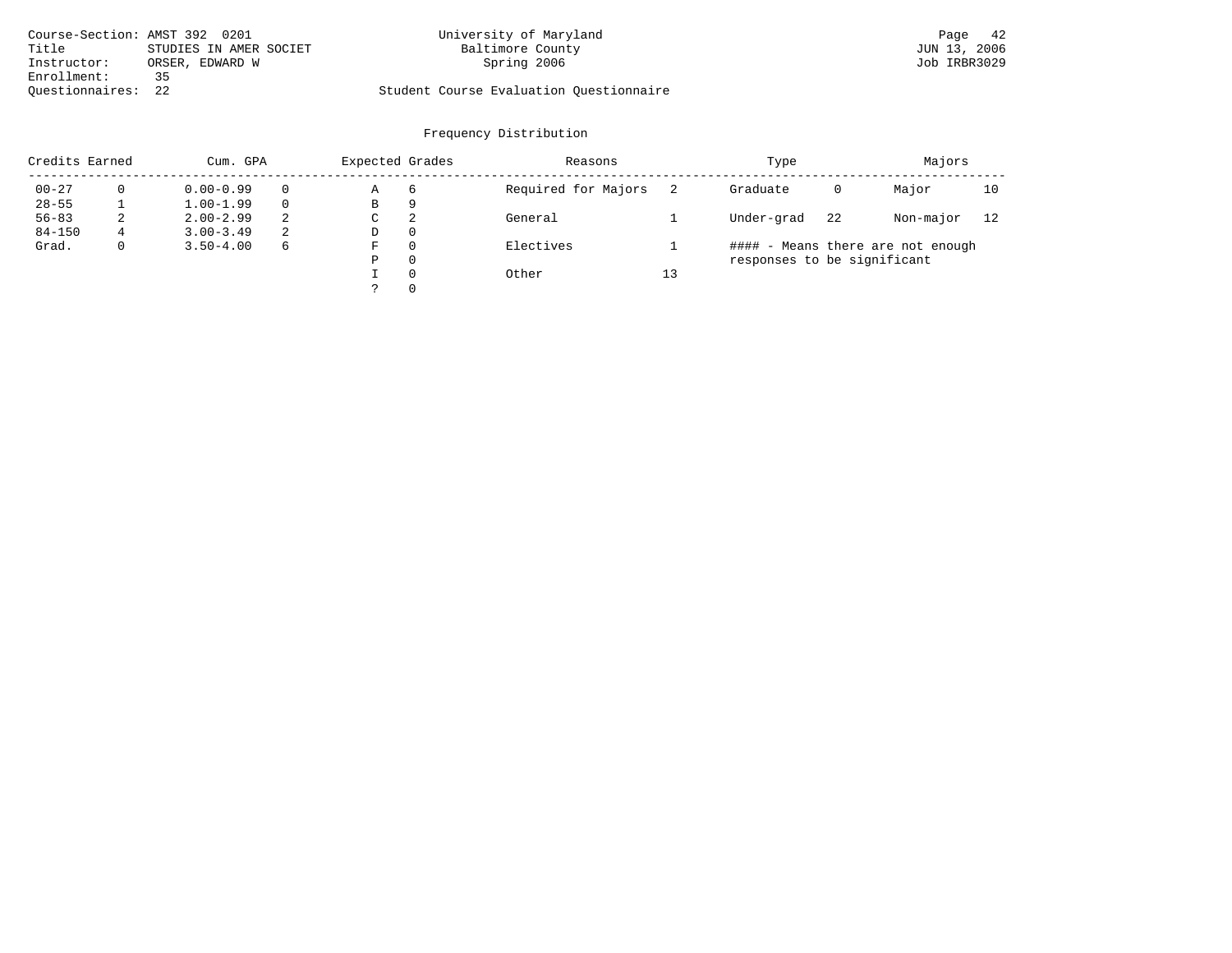Course-Section: AMST 392 0201
Title: STUDIES IN AMER SOCIET
Instructor: ORSER, EDWARD W
Enrollment: 35
Questionnaires: 22

University of Maryland
Baltimore County
Spring 2006

Student Course Evaluation Questionnaire

JUN 13, 2006
Job IRBR3029

## Frequency Distribution

| Credits Earned | | Cum. GPA | | Expected Grades | | Reasons | | Type | | Majors | |
|---|---|---|---|---|---|---|---|---|---|---|---|
| 00-27 | 0 | 0.00-0.99 | 0 | A | 6 | Required for Majors | 2 | Graduate | 0 | Major | 10 |
| 28-55 | 1 | 1.00-1.99 | 0 | B | 9 | | | | | | |
| 56-83 | 2 | 2.00-2.99 | 2 | C | 2 | General | 1 | Under-grad | 22 | Non-major | 12 |
| 84-150 | 4 | 3.00-3.49 | 2 | D | 0 | | | | | | |
| Grad. | 0 | 3.50-4.00 | 6 | F | 0 | Electives | 1 | | | | |
| | | | | P | 0 | | | | | | |
| | | | | I | 0 | Other | 13 | | | | |
| | | | | ? | 0 | | | | | | |

#### - Means there are not enough responses to be significant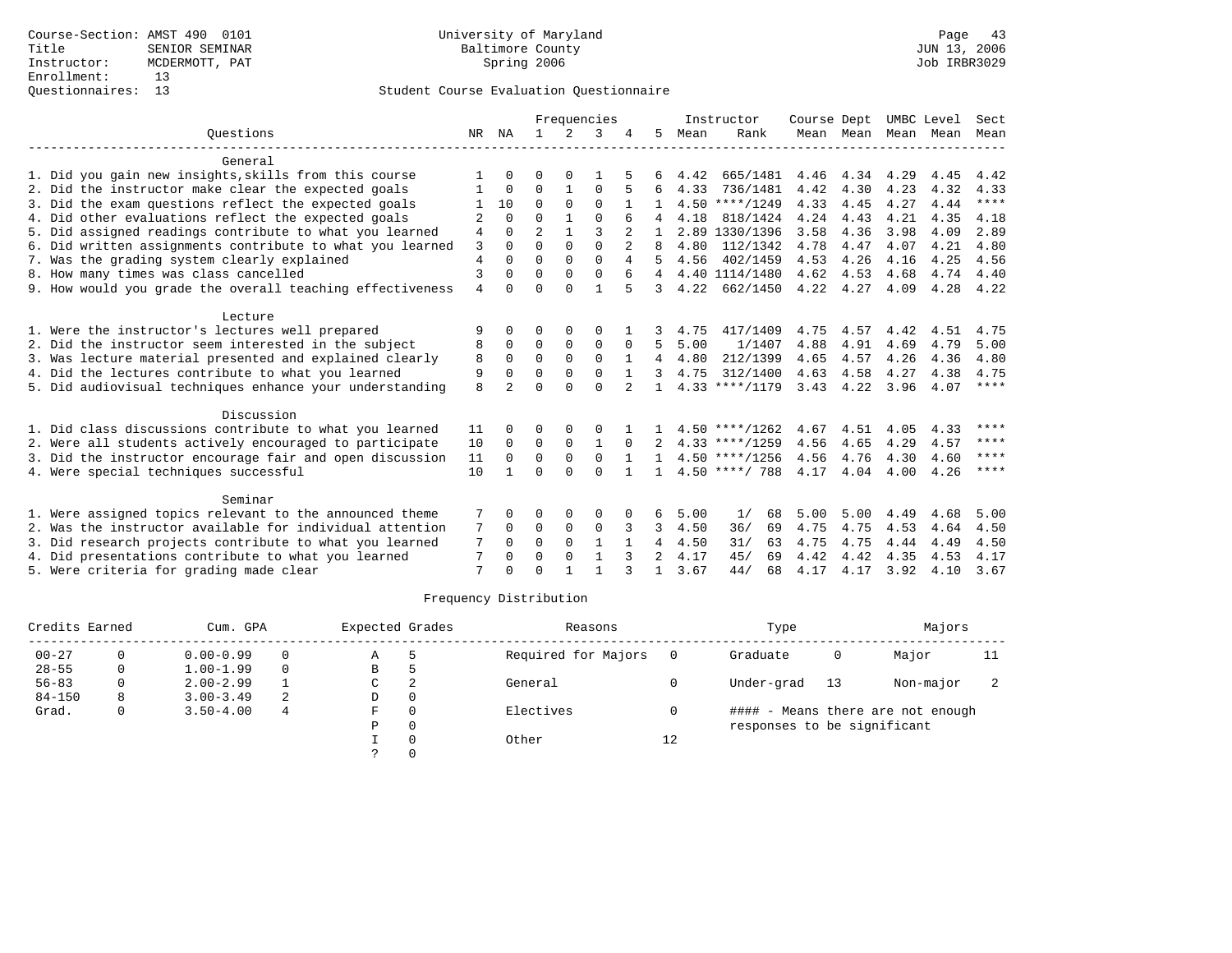Course-Section: AMST 490 0101
Title: SENIOR SEMINAR
Instructor: MCDERMOTT, PAT
Enrollment: 13
Questionnaires: 13

University of Maryland
Baltimore County
Spring 2006

JUN 13, 2006
Job IRBR3029

## Student Course Evaluation Questionnaire

| Questions | NR | NA | 1 | 2 | 3 | 4 | 5 | Instructor Mean | Instructor Rank | Course Mean | Dept Mean | UMBC Mean | Level Mean | Sect Mean |
|---|---|---|---|---|---|---|---|---|---|---|---|---|---|---|
| **General** | | | | | | | | | | | | | | |
| 1. Did you gain new insights,skills from this course | 1 | 0 | 0 | 0 | 1 | 5 | 6 | 4.42 | 665/1481 | 4.46 | 4.34 | 4.29 | 4.45 | 4.42 |
| 2. Did the instructor make clear the expected goals | 1 | 0 | 0 | 1 | 0 | 5 | 6 | 4.33 | 736/1481 | 4.42 | 4.30 | 4.23 | 4.32 | 4.33 |
| 3. Did the exam questions reflect the expected goals | 1 | 10 | 0 | 0 | 0 | 1 | 1 | 4.50 | ****/1249 | 4.33 | 4.45 | 4.27 | 4.44 | **** |
| 4. Did other evaluations reflect the expected goals | 2 | 0 | 0 | 1 | 0 | 6 | 4 | 4.18 | 818/1424 | 4.24 | 4.43 | 4.21 | 4.35 | 4.18 |
| 5. Did assigned readings contribute to what you learned | 4 | 0 | 2 | 1 | 3 | 2 | 1 | 2.89 | 1330/1396 | 3.58 | 4.36 | 3.98 | 4.09 | 2.89 |
| 6. Did written assignments contribute to what you learned | 3 | 0 | 0 | 0 | 0 | 2 | 8 | 4.80 | 112/1342 | 4.78 | 4.47 | 4.07 | 4.21 | 4.80 |
| 7. Was the grading system clearly explained | 4 | 0 | 0 | 0 | 0 | 4 | 5 | 4.56 | 402/1459 | 4.53 | 4.26 | 4.16 | 4.25 | 4.56 |
| 8. How many times was class cancelled | 3 | 0 | 0 | 0 | 0 | 6 | 4 | 4.40 | 1114/1480 | 4.62 | 4.53 | 4.68 | 4.74 | 4.40 |
| 9. How would you grade the overall teaching effectiveness | 4 | 0 | 0 | 0 | 1 | 5 | 3 | 4.22 | 662/1450 | 4.22 | 4.27 | 4.09 | 4.28 | 4.22 |
| **Lecture** | | | | | | | | | | | | | | |
| 1. Were the instructor's lectures well prepared | 9 | 0 | 0 | 0 | 0 | 1 | 3 | 4.75 | 417/1409 | 4.75 | 4.57 | 4.42 | 4.51 | 4.75 |
| 2. Did the instructor seem interested in the subject | 8 | 0 | 0 | 0 | 0 | 0 | 5 | 5.00 | 1/1407 | 4.88 | 4.91 | 4.69 | 4.79 | 5.00 |
| 3. Was lecture material presented and explained clearly | 8 | 0 | 0 | 0 | 0 | 1 | 4 | 4.80 | 212/1399 | 4.65 | 4.57 | 4.26 | 4.36 | 4.80 |
| 4. Did the lectures contribute to what you learned | 9 | 0 | 0 | 0 | 0 | 1 | 3 | 4.75 | 312/1400 | 4.63 | 4.58 | 4.27 | 4.38 | 4.75 |
| 5. Did audiovisual techniques enhance your understanding | 8 | 2 | 0 | 0 | 0 | 2 | 1 | 4.33 | ****/1179 | 3.43 | 4.22 | 3.96 | 4.07 | **** |
| **Discussion** | | | | | | | | | | | | | | |
| 1. Did class discussions contribute to what you learned | 11 | 0 | 0 | 0 | 0 | 1 | 1 | 4.50 | ****/1262 | 4.67 | 4.51 | 4.05 | 4.33 | **** |
| 2. Were all students actively encouraged to participate | 10 | 0 | 0 | 0 | 1 | 0 | 2 | 4.33 | ****/1259 | 4.56 | 4.65 | 4.29 | 4.57 | **** |
| 3. Did the instructor encourage fair and open discussion | 11 | 0 | 0 | 0 | 0 | 1 | 1 | 4.50 | ****/1256 | 4.56 | 4.76 | 4.30 | 4.60 | **** |
| 4. Were special techniques successful | 10 | 1 | 0 | 0 | 0 | 1 | 1 | 4.50 | ****/ 788 | 4.17 | 4.04 | 4.00 | 4.26 | **** |
| **Seminar** | | | | | | | | | | | | | | |
| 1. Were assigned topics relevant to the announced theme | 7 | 0 | 0 | 0 | 0 | 0 | 6 | 5.00 | 1/ 68 | 5.00 | 5.00 | 4.49 | 4.68 | 5.00 |
| 2. Was the instructor available for individual attention | 7 | 0 | 0 | 0 | 0 | 3 | 3 | 4.50 | 36/ 69 | 4.75 | 4.75 | 4.53 | 4.64 | 4.50 |
| 3. Did research projects contribute to what you learned | 7 | 0 | 0 | 0 | 1 | 1 | 4 | 4.50 | 31/ 63 | 4.75 | 4.75 | 4.44 | 4.49 | 4.50 |
| 4. Did presentations contribute to what you learned | 7 | 0 | 0 | 0 | 1 | 3 | 2 | 4.17 | 45/ 69 | 4.42 | 4.42 | 4.35 | 4.53 | 4.17 |
| 5. Were criteria for grading made clear | 7 | 0 | 0 | 1 | 1 | 3 | 1 | 3.67 | 44/ 68 | 4.17 | 4.17 | 3.92 | 4.10 | 3.67 |

## Frequency Distribution

| Credits Earned | | Cum. GPA | | Expected Grades | | Reasons | | Type | | Majors | |
|---|---|---|---|---|---|---|---|---|---|---|---|
| 00-27 | 0 | 0.00-0.99 | 0 | A | 5 | Required for Majors | 0 | Graduate | 0 | Major | 11 |
| 28-55 | 0 | 1.00-1.99 | 0 | B | 5 | | | | | | |
| 56-83 | 0 | 2.00-2.99 | 1 | C | 2 | General | 0 | Under-grad | 13 | Non-major | 2 |
| 84-150 | 8 | 3.00-3.49 | 2 | D | 0 | | | | | | |
| Grad. | 0 | 3.50-4.00 | 4 | F | 0 | Electives | 0 | #### - Means there are not enough responses to be significant | | | |
| | | | | P | 0 | | | | | | |
| | | | | I | 0 | Other | 12 | | | | |
| | | | | ? | 0 | | | | | | |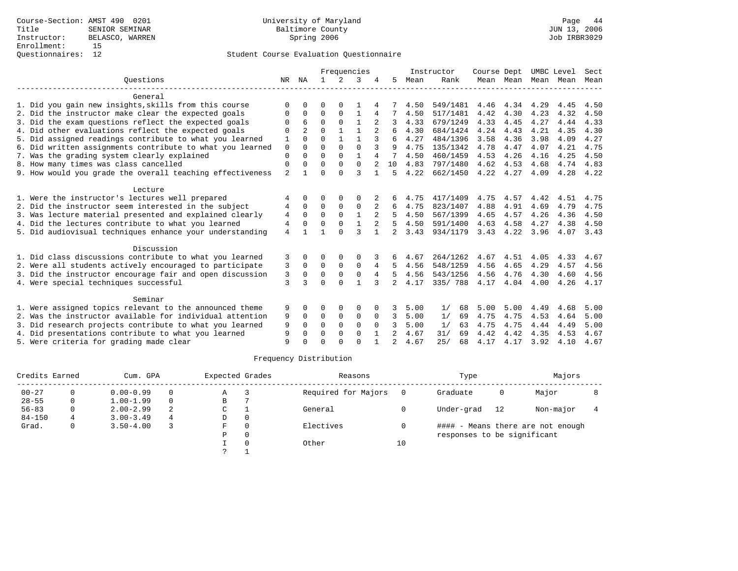Course-Section: AMST 490 0201
Title: SENIOR SEMINAR
Instructor: BELASCO, WARREN
Enrollment: 15
Questionnaires: 12

University of Maryland
Baltimore County
Spring 2006

Page 44
JUN 13, 2006
Job IRBR3029

## Student Course Evaluation Questionnaire

| Questions | NR | NA | 1 | 2 | 3 | 4 | 5 | Instructor Mean | Instructor Rank | Course Mean | Dept Mean | UMBC Level Mean | Level Mean | Sect Mean |
|---|---|---|---|---|---|---|---|---|---|---|---|---|---|---|
| **General** | | | | | | | | | | | | | | |
| 1. Did you gain new insights,skills from this course | 0 | 0 | 0 | 0 | 1 | 4 | 7 | 4.50 | 549/1481 | 4.46 | 4.34 | 4.29 | 4.45 | 4.50 |
| 2. Did the instructor make clear the expected goals | 0 | 0 | 0 | 0 | 1 | 4 | 7 | 4.50 | 517/1481 | 4.42 | 4.30 | 4.23 | 4.32 | 4.50 |
| 3. Did the exam questions reflect the expected goals | 0 | 6 | 0 | 0 | 1 | 2 | 3 | 4.33 | 679/1249 | 4.33 | 4.45 | 4.27 | 4.44 | 4.33 |
| 4. Did other evaluations reflect the expected goals | 0 | 2 | 0 | 1 | 1 | 2 | 6 | 4.30 | 684/1424 | 4.24 | 4.43 | 4.21 | 4.35 | 4.30 |
| 5. Did assigned readings contribute to what you learned | 1 | 0 | 0 | 1 | 1 | 3 | 6 | 4.27 | 484/1396 | 3.58 | 4.36 | 3.98 | 4.09 | 4.27 |
| 6. Did written assignments contribute to what you learned | 0 | 0 | 0 | 0 | 0 | 3 | 9 | 4.75 | 135/1342 | 4.78 | 4.47 | 4.07 | 4.21 | 4.75 |
| 7. Was the grading system clearly explained | 0 | 0 | 0 | 0 | 1 | 4 | 7 | 4.50 | 460/1459 | 4.53 | 4.26 | 4.16 | 4.25 | 4.50 |
| 8. How many times was class cancelled | 0 | 0 | 0 | 0 | 0 | 2 | 10 | 4.83 | 797/1480 | 4.62 | 4.53 | 4.68 | 4.74 | 4.83 |
| 9. How would you grade the overall teaching effectiveness | 2 | 1 | 0 | 0 | 3 | 1 | 5 | 4.22 | 662/1450 | 4.22 | 4.27 | 4.09 | 4.28 | 4.22 |
| **Lecture** | | | | | | | | | | | | | | |
| 1. Were the instructor's lectures well prepared | 4 | 0 | 0 | 0 | 0 | 2 | 6 | 4.75 | 417/1409 | 4.75 | 4.57 | 4.42 | 4.51 | 4.75 |
| 2. Did the instructor seem interested in the subject | 4 | 0 | 0 | 0 | 0 | 2 | 6 | 4.75 | 823/1407 | 4.88 | 4.91 | 4.69 | 4.79 | 4.75 |
| 3. Was lecture material presented and explained clearly | 4 | 0 | 0 | 0 | 1 | 2 | 5 | 4.50 | 567/1399 | 4.65 | 4.57 | 4.26 | 4.36 | 4.50 |
| 4. Did the lectures contribute to what you learned | 4 | 0 | 0 | 0 | 1 | 2 | 5 | 4.50 | 591/1400 | 4.63 | 4.58 | 4.27 | 4.38 | 4.50 |
| 5. Did audiovisual techniques enhance your understanding | 4 | 1 | 1 | 0 | 3 | 1 | 2 | 3.43 | 934/1179 | 3.43 | 4.22 | 3.96 | 4.07 | 3.43 |
| **Discussion** | | | | | | | | | | | | | | |
| 1. Did class discussions contribute to what you learned | 3 | 0 | 0 | 0 | 0 | 3 | 6 | 4.67 | 264/1262 | 4.67 | 4.51 | 4.05 | 4.33 | 4.67 |
| 2. Were all students actively encouraged to participate | 3 | 0 | 0 | 0 | 0 | 4 | 5 | 4.56 | 548/1259 | 4.56 | 4.65 | 4.29 | 4.57 | 4.56 |
| 3. Did the instructor encourage fair and open discussion | 3 | 0 | 0 | 0 | 0 | 4 | 5 | 4.56 | 543/1256 | 4.56 | 4.76 | 4.30 | 4.60 | 4.56 |
| 4. Were special techniques successful | 3 | 3 | 0 | 0 | 1 | 3 | 2 | 4.17 | 335/ 788 | 4.17 | 4.04 | 4.00 | 4.26 | 4.17 |
| **Seminar** | | | | | | | | | | | | | | |
| 1. Were assigned topics relevant to the announced theme | 9 | 0 | 0 | 0 | 0 | 0 | 3 | 5.00 | 1/ 68 | 5.00 | 5.00 | 4.49 | 4.68 | 5.00 |
| 2. Was the instructor available for individual attention | 9 | 0 | 0 | 0 | 0 | 0 | 3 | 5.00 | 1/ 69 | 4.75 | 4.75 | 4.53 | 4.64 | 5.00 |
| 3. Did research projects contribute to what you learned | 9 | 0 | 0 | 0 | 0 | 0 | 3 | 5.00 | 1/ 63 | 4.75 | 4.75 | 4.44 | 4.49 | 5.00 |
| 4. Did presentations contribute to what you learned | 9 | 0 | 0 | 0 | 0 | 1 | 2 | 4.67 | 31/ 69 | 4.42 | 4.42 | 4.35 | 4.53 | 4.67 |
| 5. Were criteria for grading made clear | 9 | 0 | 0 | 0 | 0 | 1 | 2 | 4.67 | 25/ 68 | 4.17 | 4.17 | 3.92 | 4.10 | 4.67 |

## Frequency Distribution

| Credits Earned | | Cum. GPA | | Expected Grades | | Reasons | | Type | | Majors | |
|---|---|---|---|---|---|---|---|---|---|---|---|
| 00-27 | 0 | 0.00-0.99 | 0 | A | 3 | Required for Majors | 0 | Graduate | 0 | Major | 8 |
| 28-55 | 0 | 1.00-1.99 | 0 | B | 7 | | | | | | |
| 56-83 | 0 | 2.00-2.99 | 2 | C | 1 | General | 0 | Under-grad | 12 | Non-major | 4 |
| 84-150 | 4 | 3.00-3.49 | 4 | D | 0 | | | | | | |
| Grad. | 0 | 3.50-4.00 | 3 | F | 0 | Electives | 0 | #### - Means there are not enough responses to be significant | | | |
| | | | | P | 0 | | | | | | |
| | | | | I | 0 | Other | 10 | | | | |
| | | | | ? | 1 | | | | | | |